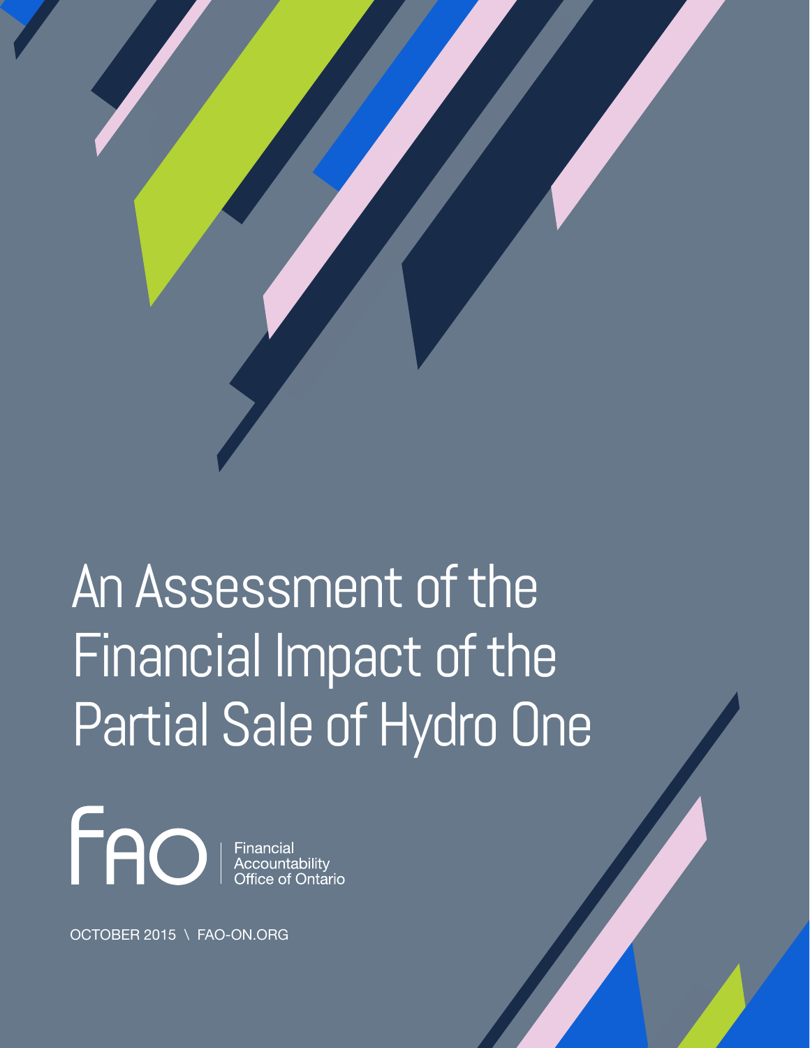# An Assessment of the Financial Impact of the Partial Sale of Hydro One

FAO | Financial Accountability Office of Ontario

OCTOBER 2015 \ FAO-ON.ORG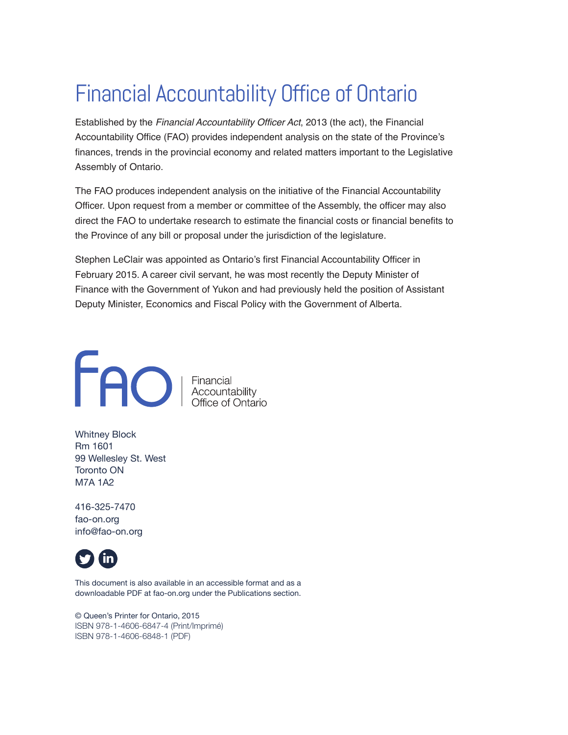# Financial Accountability Office of Ontario

Established by the *Financial Accountability Officer Act*, 2013 (the act), the Financial Accountability Office (FAO) provides independent analysis on the state of the Province's finances, trends in the provincial economy and related matters important to the Legislative Assembly of Ontario.

The FAO produces independent analysis on the initiative of the Financial Accountability Officer. Upon request from a member or committee of the Assembly, the officer may also direct the FAO to undertake research to estimate the financial costs or financial benefits to the Province of any bill or proposal under the jurisdiction of the legislature.

Stephen LeClair was appointed as Ontario's first Financial Accountability Officer in February 2015. A career civil servant, he was most recently the Deputy Minister of Finance with the Government of Yukon and had previously held the position of Assistant Deputy Minister, Economics and Fiscal Policy with the Government of Alberta.

FAO | Financial Accountability Office of Ontario

Whitney Block
Rm 1601
99 Wellesley St. West
Toronto ON
M7A 1A2

416-325-7470
fao-on.org
info@fao-on.org

This document is also available in an accessible format and as a downloadable PDF at fao-on.org under the Publications section.

© Queen's Printer for Ontario, 2015
ISBN 978-1-4606-6847-4 (Print/Imprimé)
ISBN 978-1-4606-6848-1 (PDF)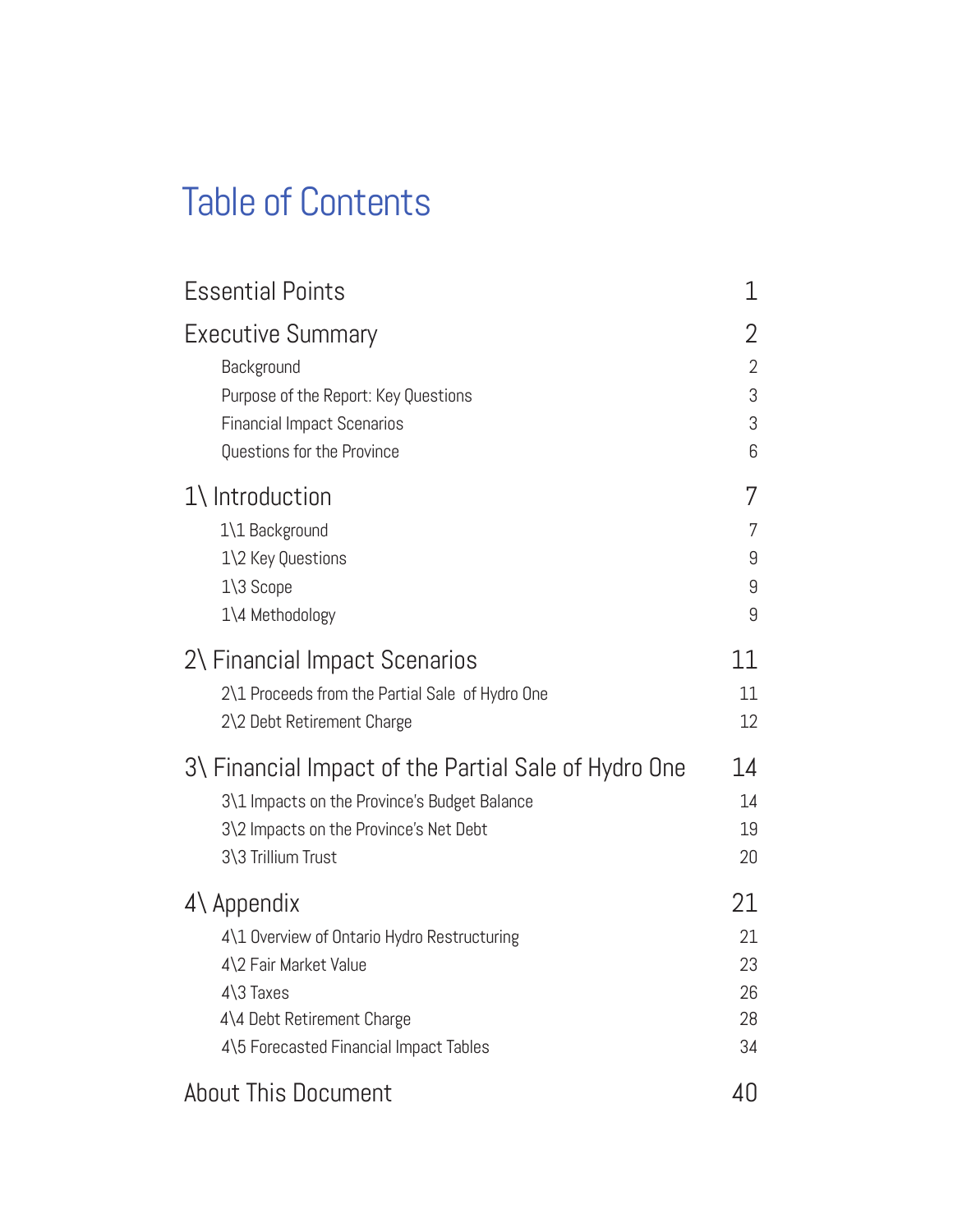# Table of Contents

| | |
|---|---|
| Essential Points | 1 |
| Executive Summary | 2 |
| Background | 2 |
| Purpose of the Report: Key Questions | 3 |
| Financial Impact Scenarios | 3 |
| Questions for the Province | 6 |
| 1\ Introduction | 7 |
| 1\1 Background | 7 |
| 1\2 Key Questions | 9 |
| 1\3 Scope | 9 |
| 1\4 Methodology | 9 |
| 2\ Financial Impact Scenarios | 11 |
| 2\1 Proceeds from the Partial Sale of Hydro One | 11 |
| 2\2 Debt Retirement Charge | 12 |
| 3\ Financial Impact of the Partial Sale of Hydro One | 14 |
| 3\1 Impacts on the Province's Budget Balance | 14 |
| 3\2 Impacts on the Province's Net Debt | 19 |
| 3\3 Trillium Trust | 20 |
| 4\ Appendix | 21 |
| 4\1 Overview of Ontario Hydro Restructuring | 21 |
| 4\2 Fair Market Value | 23 |
| 4\3 Taxes | 26 |
| 4\4 Debt Retirement Charge | 28 |
| 4\5 Forecasted Financial Impact Tables | 34 |
| About This Document | 40 |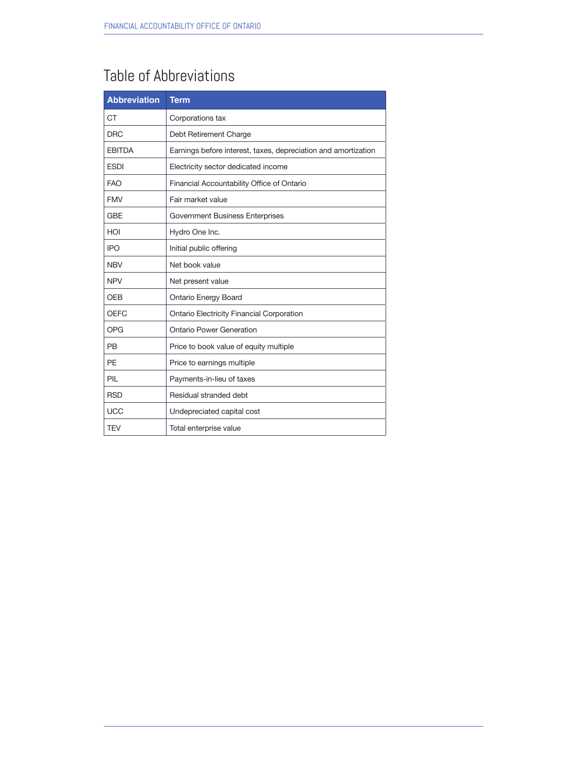# Table of Abbreviations

| Abbreviation | Term |
|---|---|
| CT | Corporations tax |
| DRC | Debt Retirement Charge |
| EBITDA | Earnings before interest, taxes, depreciation and amortization |
| ESDI | Electricity sector dedicated income |
| FAO | Financial Accountability Office of Ontario |
| FMV | Fair market value |
| GBE | Government Business Enterprises |
| HOI | Hydro One Inc. |
| IPO | Initial public offering |
| NBV | Net book value |
| NPV | Net present value |
| OEB | Ontario Energy Board |
| OEFC | Ontario Electricity Financial Corporation |
| OPG | Ontario Power Generation |
| PB | Price to book value of equity multiple |
| PE | Price to earnings multiple |
| PIL | Payments-in-lieu of taxes |
| RSD | Residual stranded debt |
| UCC | Undepreciated capital cost |
| TEV | Total enterprise value |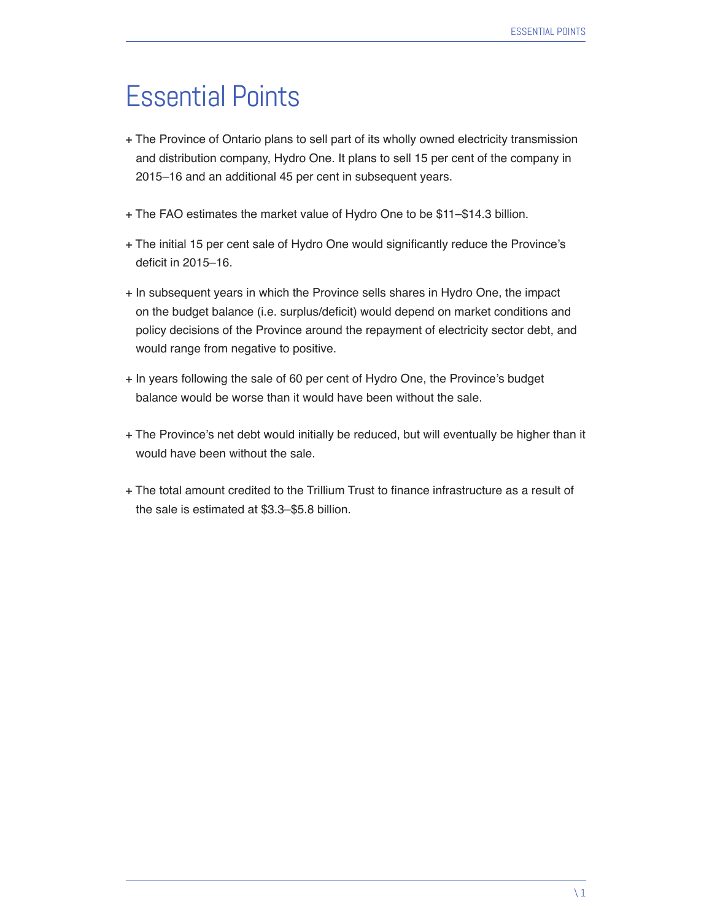# Essential Points

- The Province of Ontario plans to sell part of its wholly owned electricity transmission and distribution company, Hydro One. It plans to sell 15 per cent of the company in 2015–16 and an additional 45 per cent in subsequent years.
- The FAO estimates the market value of Hydro One to be $11–$14.3 billion.
- The initial 15 per cent sale of Hydro One would significantly reduce the Province's deficit in 2015–16.
- In subsequent years in which the Province sells shares in Hydro One, the impact on the budget balance (i.e. surplus/deficit) would depend on market conditions and policy decisions of the Province around the repayment of electricity sector debt, and would range from negative to positive.
- In years following the sale of 60 per cent of Hydro One, the Province's budget balance would be worse than it would have been without the sale.
- The Province's net debt would initially be reduced, but will eventually be higher than it would have been without the sale.
- The total amount credited to the Trillium Trust to finance infrastructure as a result of the sale is estimated at $3.3–$5.8 billion.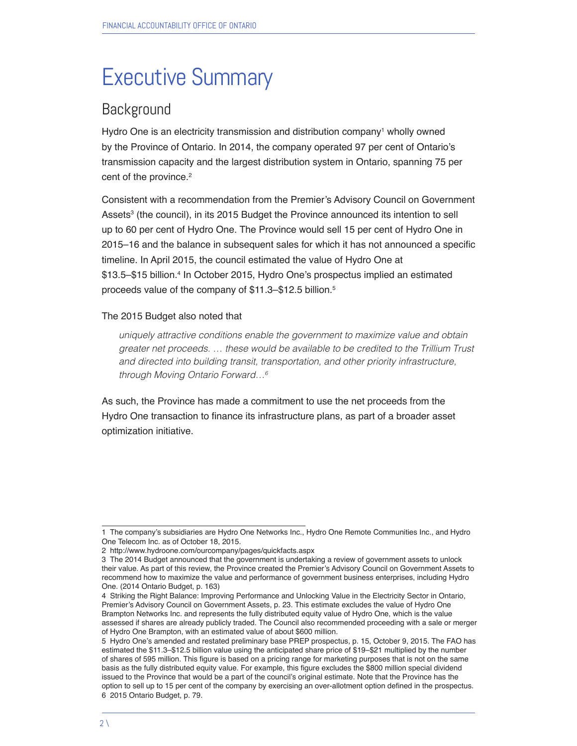# Executive Summary

## Background

Hydro One is an electricity transmission and distribution company[1] wholly owned by the Province of Ontario. In 2014, the company operated 97 per cent of Ontario's transmission capacity and the largest distribution system in Ontario, spanning 75 per cent of the province.[2]

Consistent with a recommendation from the Premier's Advisory Council on Government Assets[3] (the council), in its 2015 Budget the Province announced its intention to sell up to 60 per cent of Hydro One. The Province would sell 15 per cent of Hydro One in 2015–16 and the balance in subsequent sales for which it has not announced a specific timeline. In April 2015, the council estimated the value of Hydro One at $13.5–$15 billion.[4] In October 2015, Hydro One's prospectus implied an estimated proceeds value of the company of $11.3–$12.5 billion.[5]

The 2015 Budget also noted that

> *uniquely attractive conditions enable the government to maximize value and obtain greater net proceeds. … these would be available to be credited to the Trillium Trust and directed into building transit, transportation, and other priority infrastructure, through Moving Ontario Forward…*[6]

As such, the Province has made a commitment to use the net proceeds from the Hydro One transaction to finance its infrastructure plans, as part of a broader asset optimization initiative.

---

1 The company's subsidiaries are Hydro One Networks Inc., Hydro One Remote Communities Inc., and Hydro One Telecom Inc. as of October 18, 2015.

2 http://www.hydroone.com/ourcompany/pages/quickfacts.aspx

3 The 2014 Budget announced that the government is undertaking a review of government assets to unlock their value. As part of this review, the Province created the Premier's Advisory Council on Government Assets to recommend how to maximize the value and performance of government business enterprises, including Hydro One. (2014 Ontario Budget, p. 163)

4 Striking the Right Balance: Improving Performance and Unlocking Value in the Electricity Sector in Ontario, Premier's Advisory Council on Government Assets, p. 23. This estimate excludes the value of Hydro One Brampton Networks Inc. and represents the fully distributed equity value of Hydro One, which is the value assessed if shares are already publicly traded. The Council also recommended proceeding with a sale or merger of Hydro One Brampton, with an estimated value of about $600 million.

5 Hydro One's amended and restated preliminary base PREP prospectus, p. 15, October 9, 2015. The FAO has estimated the $11.3–$12.5 billion value using the anticipated share price of $19–$21 multiplied by the number of shares of 595 million. This figure is based on a pricing range for marketing purposes that is not on the same basis as the fully distributed equity value. For example, this figure excludes the $800 million special dividend issued to the Province that would be a part of the council's original estimate. Note that the Province has the option to sell up to 15 per cent of the company by exercising an over-allotment option defined in the prospectus.

6 2015 Ontario Budget, p. 79.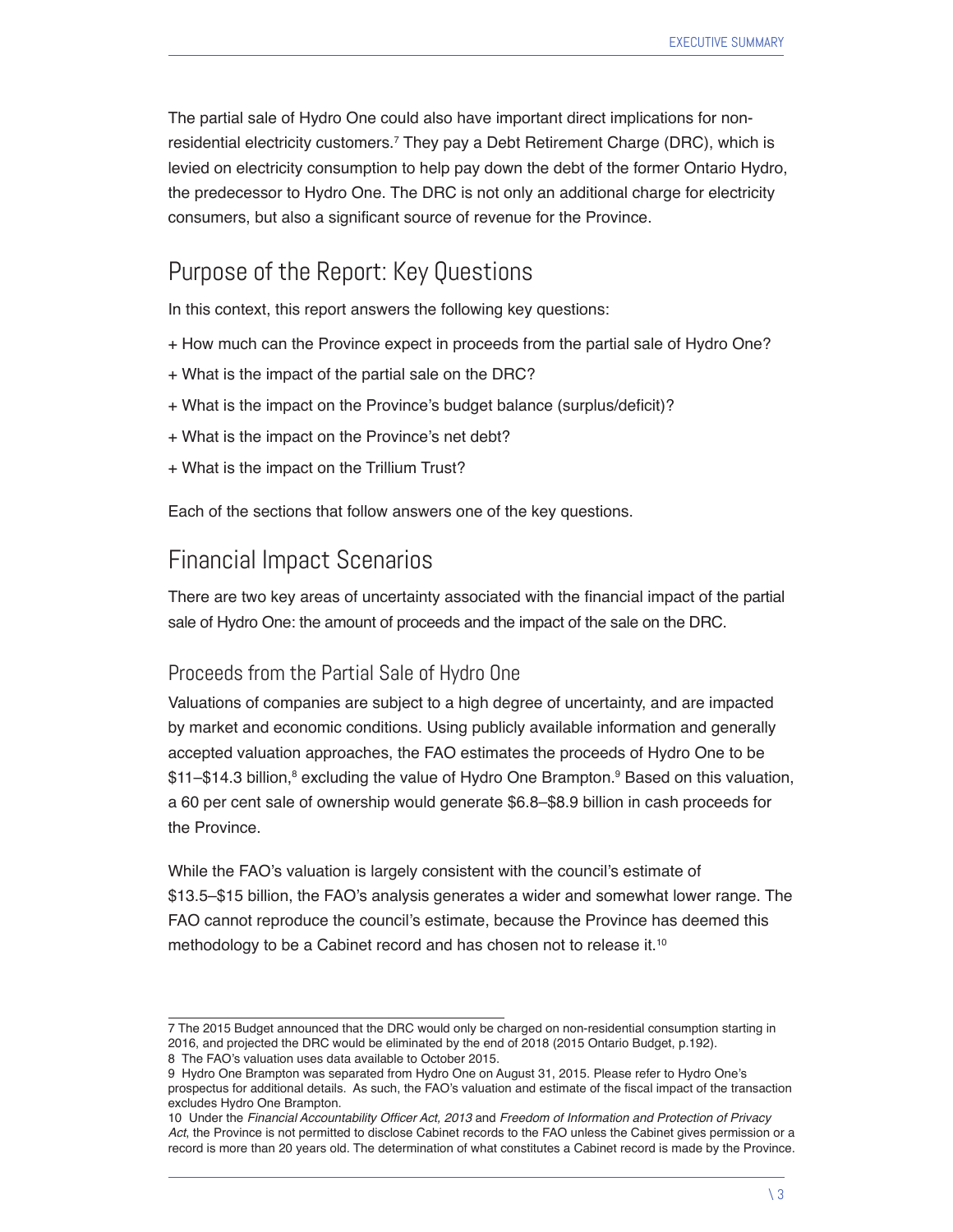The partial sale of Hydro One could also have important direct implications for non-residential electricity customers.[7] They pay a Debt Retirement Charge (DRC), which is levied on electricity consumption to help pay down the debt of the former Ontario Hydro, the predecessor to Hydro One. The DRC is not only an additional charge for electricity consumers, but also a significant source of revenue for the Province.

## Purpose of the Report: Key Questions

In this context, this report answers the following key questions:

+ How much can the Province expect in proceeds from the partial sale of Hydro One?
+ What is the impact of the partial sale on the DRC?
+ What is the impact on the Province's budget balance (surplus/deficit)?
+ What is the impact on the Province's net debt?
+ What is the impact on the Trillium Trust?

Each of the sections that follow answers one of the key questions.

## Financial Impact Scenarios

There are two key areas of uncertainty associated with the financial impact of the partial sale of Hydro One: the amount of proceeds and the impact of the sale on the DRC.

### Proceeds from the Partial Sale of Hydro One

Valuations of companies are subject to a high degree of uncertainty, and are impacted by market and economic conditions. Using publicly available information and generally accepted valuation approaches, the FAO estimates the proceeds of Hydro One to be $11–$14.3 billion,[8] excluding the value of Hydro One Brampton.[9] Based on this valuation, a 60 per cent sale of ownership would generate $6.8–$8.9 billion in cash proceeds for the Province.

While the FAO's valuation is largely consistent with the council's estimate of $13.5–$15 billion, the FAO's analysis generates a wider and somewhat lower range. The FAO cannot reproduce the council's estimate, because the Province has deemed this methodology to be a Cabinet record and has chosen not to release it.[10]

---

7 The 2015 Budget announced that the DRC would only be charged on non-residential consumption starting in 2016, and projected the DRC would be eliminated by the end of 2018 (2015 Ontario Budget, p.192).

8 The FAO's valuation uses data available to October 2015.

9 Hydro One Brampton was separated from Hydro One on August 31, 2015. Please refer to Hydro One's prospectus for additional details. As such, the FAO's valuation and estimate of the fiscal impact of the transaction excludes Hydro One Brampton.

10 Under the *Financial Accountability Officer Act, 2013* and *Freedom of Information and Protection of Privacy Act*, the Province is not permitted to disclose Cabinet records to the FAO unless the Cabinet gives permission or a record is more than 20 years old. The determination of what constitutes a Cabinet record is made by the Province.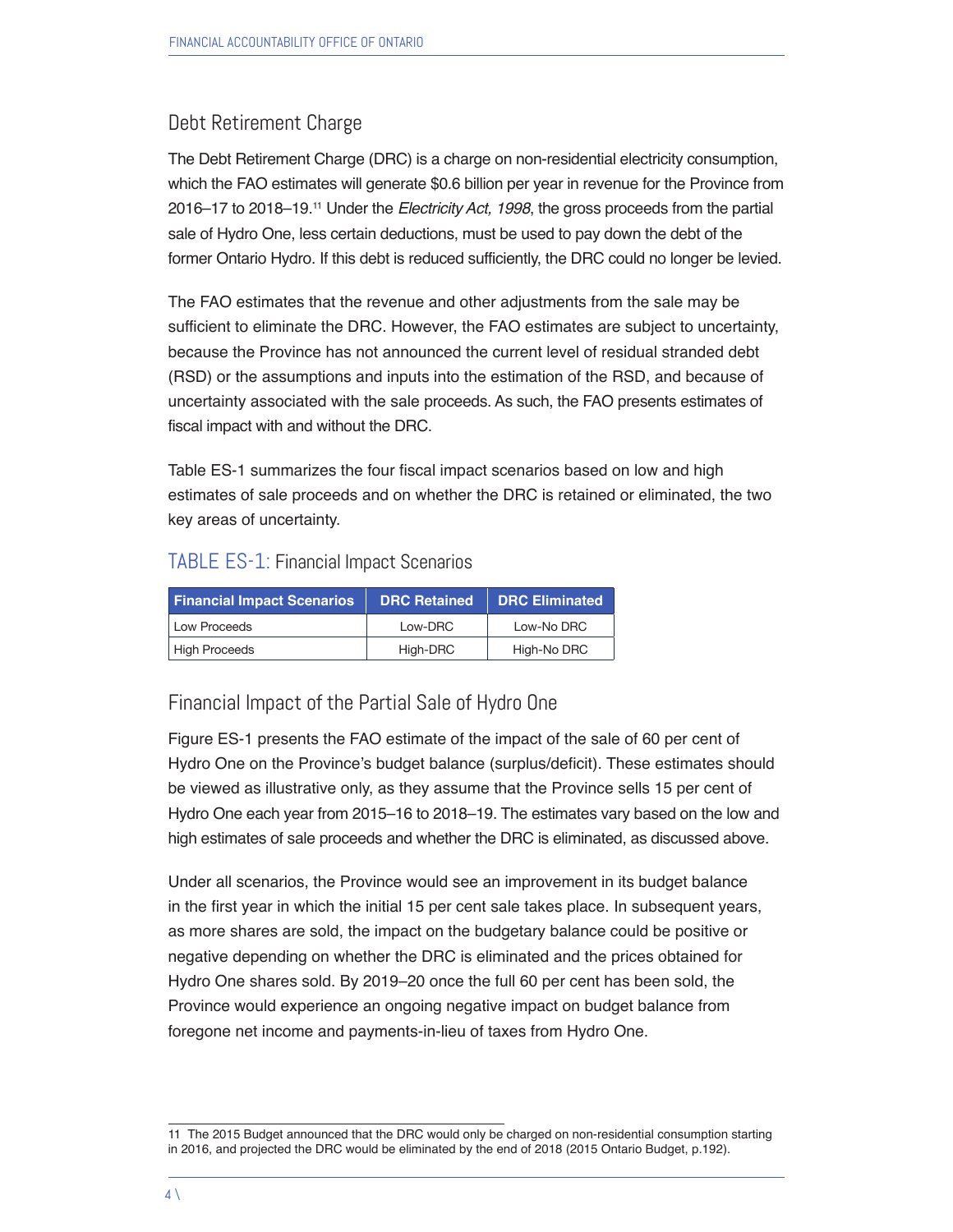## Debt Retirement Charge

The Debt Retirement Charge (DRC) is a charge on non-residential electricity consumption, which the FAO estimates will generate $0.6 billion per year in revenue for the Province from 2016–17 to 2018–19.[11] Under the *Electricity Act, 1998*, the gross proceeds from the partial sale of Hydro One, less certain deductions, must be used to pay down the debt of the former Ontario Hydro. If this debt is reduced sufficiently, the DRC could no longer be levied.

The FAO estimates that the revenue and other adjustments from the sale may be sufficient to eliminate the DRC. However, the FAO estimates are subject to uncertainty, because the Province has not announced the current level of residual stranded debt (RSD) or the assumptions and inputs into the estimation of the RSD, and because of uncertainty associated with the sale proceeds. As such, the FAO presents estimates of fiscal impact with and without the DRC.

Table ES-1 summarizes the four fiscal impact scenarios based on low and high estimates of sale proceeds and on whether the DRC is retained or eliminated, the two key areas of uncertainty.

TABLE ES-1: Financial Impact Scenarios

| Financial Impact Scenarios | DRC Retained | DRC Eliminated |
|---|---|---|
| Low Proceeds | Low-DRC | Low-No DRC |
| High Proceeds | High-DRC | High-No DRC |

## Financial Impact of the Partial Sale of Hydro One

Figure ES-1 presents the FAO estimate of the impact of the sale of 60 per cent of Hydro One on the Province's budget balance (surplus/deficit). These estimates should be viewed as illustrative only, as they assume that the Province sells 15 per cent of Hydro One each year from 2015–16 to 2018–19. The estimates vary based on the low and high estimates of sale proceeds and whether the DRC is eliminated, as discussed above.

Under all scenarios, the Province would see an improvement in its budget balance in the first year in which the initial 15 per cent sale takes place. In subsequent years, as more shares are sold, the impact on the budgetary balance could be positive or negative depending on whether the DRC is eliminated and the prices obtained for Hydro One shares sold. By 2019–20 once the full 60 per cent has been sold, the Province would experience an ongoing negative impact on budget balance from foregone net income and payments-in-lieu of taxes from Hydro One.

11 The 2015 Budget announced that the DRC would only be charged on non-residential consumption starting in 2016, and projected the DRC would be eliminated by the end of 2018 (2015 Ontario Budget, p.192).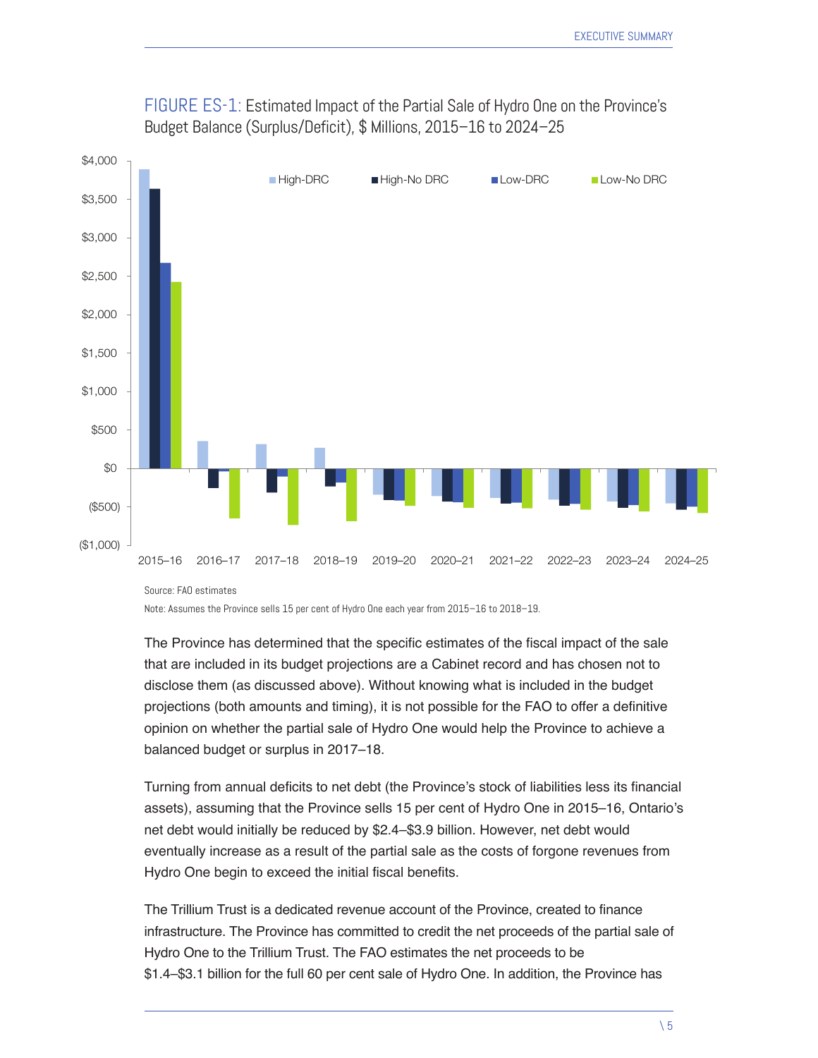FIGURE ES-1: Estimated Impact of the Partial Sale of Hydro One on the Province's Budget Balance (Surplus/Deficit), $ Millions, 2015–16 to 2024–25

Source: FAO estimates

Note: Assumes the Province sells 15 per cent of Hydro One each year from 2015–16 to 2018–19.

The Province has determined that the specific estimates of the fiscal impact of the sale that are included in its budget projections are a Cabinet record and has chosen not to disclose them (as discussed above). Without knowing what is included in the budget projections (both amounts and timing), it is not possible for the FAO to offer a definitive opinion on whether the partial sale of Hydro One would help the Province to achieve a balanced budget or surplus in 2017–18.

Turning from annual deficits to net debt (the Province's stock of liabilities less its financial assets), assuming that the Province sells 15 per cent of Hydro One in 2015–16, Ontario's net debt would initially be reduced by $2.4–$3.9 billion. However, net debt would eventually increase as a result of the partial sale as the costs of forgone revenues from Hydro One begin to exceed the initial fiscal benefits.

The Trillium Trust is a dedicated revenue account of the Province, created to finance infrastructure. The Province has committed to credit the net proceeds of the partial sale of Hydro One to the Trillium Trust. The FAO estimates the net proceeds to be $1.4–$3.1 billion for the full 60 per cent sale of Hydro One. In addition, the Province has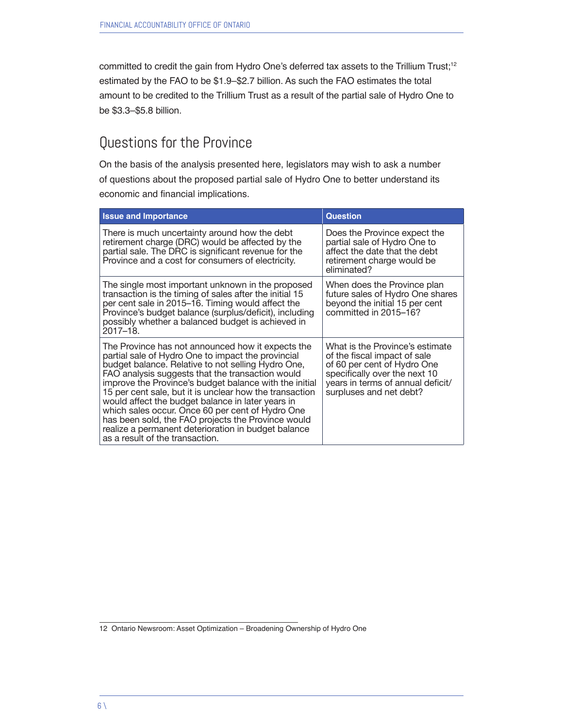committed to credit the gain from Hydro One's deferred tax assets to the Trillium Trust;[12] estimated by the FAO to be $1.9–$2.7 billion. As such the FAO estimates the total amount to be credited to the Trillium Trust as a result of the partial sale of Hydro One to be $3.3–$5.8 billion.

## Questions for the Province

On the basis of the analysis presented here, legislators may wish to ask a number of questions about the proposed partial sale of Hydro One to better understand its economic and financial implications.

| Issue and Importance | Question |
| --- | --- |
| There is much uncertainty around how the debt retirement charge (DRC) would be affected by the partial sale. The DRC is significant revenue for the Province and a cost for consumers of electricity. | Does the Province expect the partial sale of Hydro One to affect the date that the debt retirement charge would be eliminated? |
| The single most important unknown in the proposed transaction is the timing of sales after the initial 15 per cent sale in 2015–16. Timing would affect the Province's budget balance (surplus/deficit), including possibly whether a balanced budget is achieved in 2017–18. | When does the Province plan future sales of Hydro One shares beyond the initial 15 per cent committed in 2015–16? |
| The Province has not announced how it expects the partial sale of Hydro One to impact the provincial budget balance. Relative to not selling Hydro One, FAO analysis suggests that the transaction would improve the Province's budget balance with the initial 15 per cent sale, but it is unclear how the transaction would affect the budget balance in later years in which sales occur. Once 60 per cent of Hydro One has been sold, the FAO projects the Province would realize a permanent deterioration in budget balance as a result of the transaction. | What is the Province's estimate of the fiscal impact of sale of 60 per cent of Hydro One specifically over the next 10 years in terms of annual deficit/surpluses and net debt? |

12 Ontario Newsroom: Asset Optimization – Broadening Ownership of Hydro One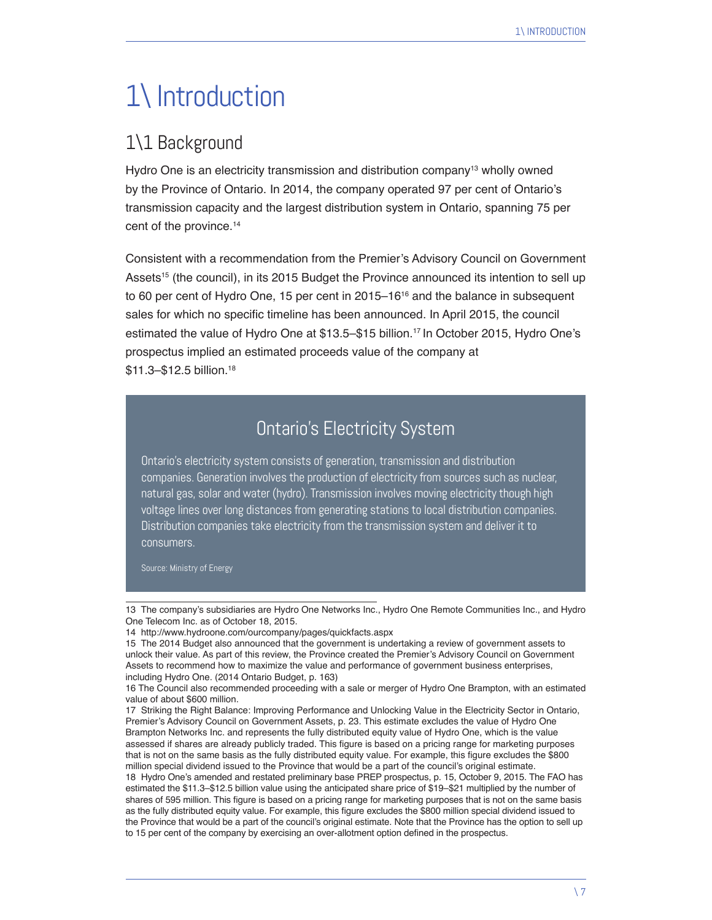# 1\ Introduction

## 1\1 Background

Hydro One is an electricity transmission and distribution company[13] wholly owned by the Province of Ontario. In 2014, the company operated 97 per cent of Ontario's transmission capacity and the largest distribution system in Ontario, spanning 75 per cent of the province.[14]

Consistent with a recommendation from the Premier's Advisory Council on Government Assets[15] (the council), in its 2015 Budget the Province announced its intention to sell up to 60 per cent of Hydro One, 15 per cent in 2015–16[16] and the balance in subsequent sales for which no specific timeline has been announced. In April 2015, the council estimated the value of Hydro One at $13.5–$15 billion.[17] In October 2015, Hydro One's prospectus implied an estimated proceeds value of the company at $11.3–$12.5 billion.[18]

### Ontario's Electricity System

Ontario's electricity system consists of generation, transmission and distribution companies. Generation involves the production of electricity from sources such as nuclear, natural gas, solar and water (hydro). Transmission involves moving electricity though high voltage lines over long distances from generating stations to local distribution companies. Distribution companies take electricity from the transmission system and deliver it to consumers.

Source: Ministry of Energy

---

13 The company's subsidiaries are Hydro One Networks Inc., Hydro One Remote Communities Inc., and Hydro One Telecom Inc. as of October 18, 2015.

14 http://www.hydroone.com/ourcompany/pages/quickfacts.aspx

15 The 2014 Budget also announced that the government is undertaking a review of government assets to unlock their value. As part of this review, the Province created the Premier's Advisory Council on Government Assets to recommend how to maximize the value and performance of government business enterprises, including Hydro One. (2014 Ontario Budget, p. 163)

16 The Council also recommended proceeding with a sale or merger of Hydro One Brampton, with an estimated value of about $600 million.

17 Striking the Right Balance: Improving Performance and Unlocking Value in the Electricity Sector in Ontario, Premier's Advisory Council on Government Assets, p. 23. This estimate excludes the value of Hydro One Brampton Networks Inc. and represents the fully distributed equity value of Hydro One, which is the value assessed if shares are already publicly traded. This figure is based on a pricing range for marketing purposes that is not on the same basis as the fully distributed equity value. For example, this figure excludes the $800 million special dividend issued to the Province that would be a part of the council's original estimate.

18 Hydro One's amended and restated preliminary base PREP prospectus, p. 15, October 9, 2015. The FAO has estimated the $11.3–$12.5 billion value using the anticipated share price of $19–$21 multiplied by the number of shares of 595 million. This figure is based on a pricing range for marketing purposes that is not on the same basis as the fully distributed equity value. For example, this figure excludes the $800 million special dividend issued to the Province that would be a part of the council's original estimate. Note that the Province has the option to sell up to 15 per cent of the company by exercising an over-allotment option defined in the prospectus.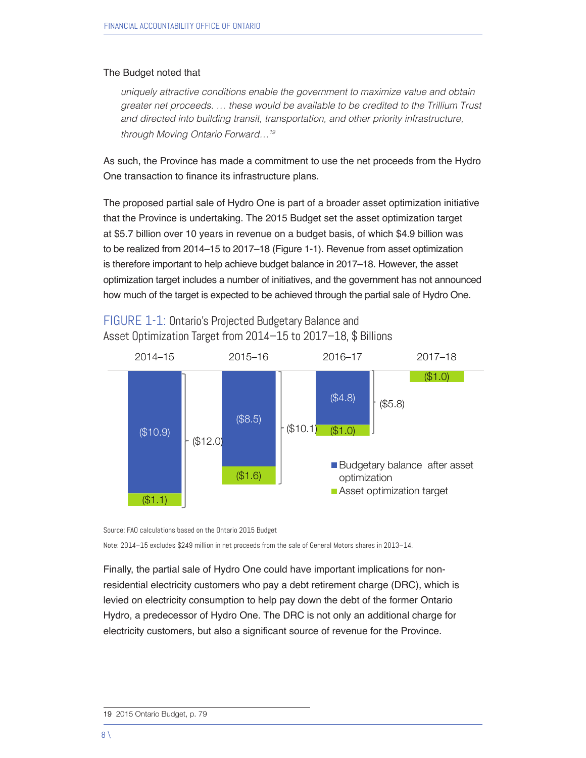The Budget noted that

> *uniquely attractive conditions enable the government to maximize value and obtain greater net proceeds. … these would be available to be credited to the Trillium Trust and directed into building transit, transportation, and other priority infrastructure, through Moving Ontario Forward…*[19]

As such, the Province has made a commitment to use the net proceeds from the Hydro One transaction to finance its infrastructure plans.

The proposed partial sale of Hydro One is part of a broader asset optimization initiative that the Province is undertaking. The 2015 Budget set the asset optimization target at $5.7 billion over 10 years in revenue on a budget basis, of which $4.9 billion was to be realized from 2014–15 to 2017–18 (Figure 1-1). Revenue from asset optimization is therefore important to help achieve budget balance in 2017–18. However, the asset optimization target includes a number of initiatives, and the government has not announced how much of the target is expected to be achieved through the partial sale of Hydro One.

FIGURE 1-1: Ontario's Projected Budgetary Balance and Asset Optimization Target from 2014–15 to 2017–18, $ Billions

| | 2014–15 | 2015–16 | 2016–17 | 2017–18 |
|---|---|---|---|---|
| Budgetary balance after asset optimization | ($10.9) | ($8.5) | ($4.8) | |
| Asset optimization target | ($1.1) | ($1.6) | ($1.0) | ($1.0) |
| Total | ($12.0) | ($10.1) | ($5.8) | |

Source: FAO calculations based on the Ontario 2015 Budget

Note: 2014–15 excludes $249 million in net proceeds from the sale of General Motors shares in 2013–14.

Finally, the partial sale of Hydro One could have important implications for non-residential electricity customers who pay a debt retirement charge (DRC), which is levied on electricity consumption to help pay down the debt of the former Ontario Hydro, a predecessor of Hydro One. The DRC is not only an additional charge for electricity customers, but also a significant source of revenue for the Province.

19 2015 Ontario Budget, p. 79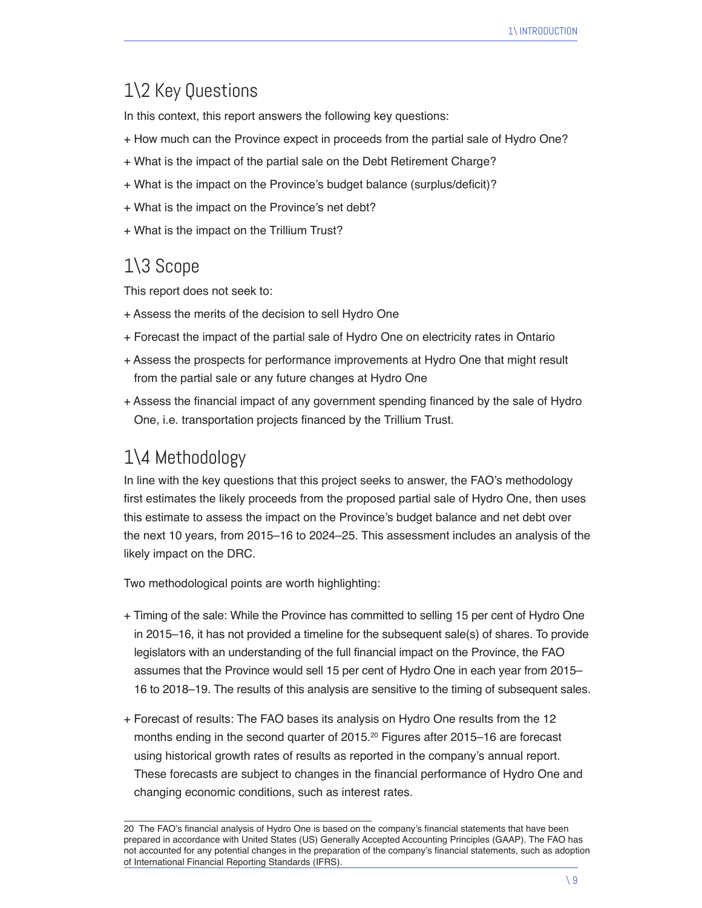## 1\2 Key Questions

In this context, this report answers the following key questions:

+ How much can the Province expect in proceeds from the partial sale of Hydro One?
+ What is the impact of the partial sale on the Debt Retirement Charge?
+ What is the impact on the Province's budget balance (surplus/deficit)?
+ What is the impact on the Province's net debt?
+ What is the impact on the Trillium Trust?

## 1\3 Scope

This report does not seek to:

+ Assess the merits of the decision to sell Hydro One
+ Forecast the impact of the partial sale of Hydro One on electricity rates in Ontario
+ Assess the prospects for performance improvements at Hydro One that might result from the partial sale or any future changes at Hydro One
+ Assess the financial impact of any government spending financed by the sale of Hydro One, i.e. transportation projects financed by the Trillium Trust.

## 1\4 Methodology

In line with the key questions that this project seeks to answer, the FAO's methodology first estimates the likely proceeds from the proposed partial sale of Hydro One, then uses this estimate to assess the impact on the Province's budget balance and net debt over the next 10 years, from 2015–16 to 2024–25. This assessment includes an analysis of the likely impact on the DRC.

Two methodological points are worth highlighting:

+ Timing of the sale: While the Province has committed to selling 15 per cent of Hydro One in 2015–16, it has not provided a timeline for the subsequent sale(s) of shares. To provide legislators with an understanding of the full financial impact on the Province, the FAO assumes that the Province would sell 15 per cent of Hydro One in each year from 2015–16 to 2018–19. The results of this analysis are sensitive to the timing of subsequent sales.
+ Forecast of results: The FAO bases its analysis on Hydro One results from the 12 months ending in the second quarter of 2015.[20] Figures after 2015–16 are forecast using historical growth rates of results as reported in the company's annual report. These forecasts are subject to changes in the financial performance of Hydro One and changing economic conditions, such as interest rates.

---

20 The FAO's financial analysis of Hydro One is based on the company's financial statements that have been prepared in accordance with United States (US) Generally Accepted Accounting Principles (GAAP). The FAO has not accounted for any potential changes in the preparation of the company's financial statements, such as adoption of International Financial Reporting Standards (IFRS).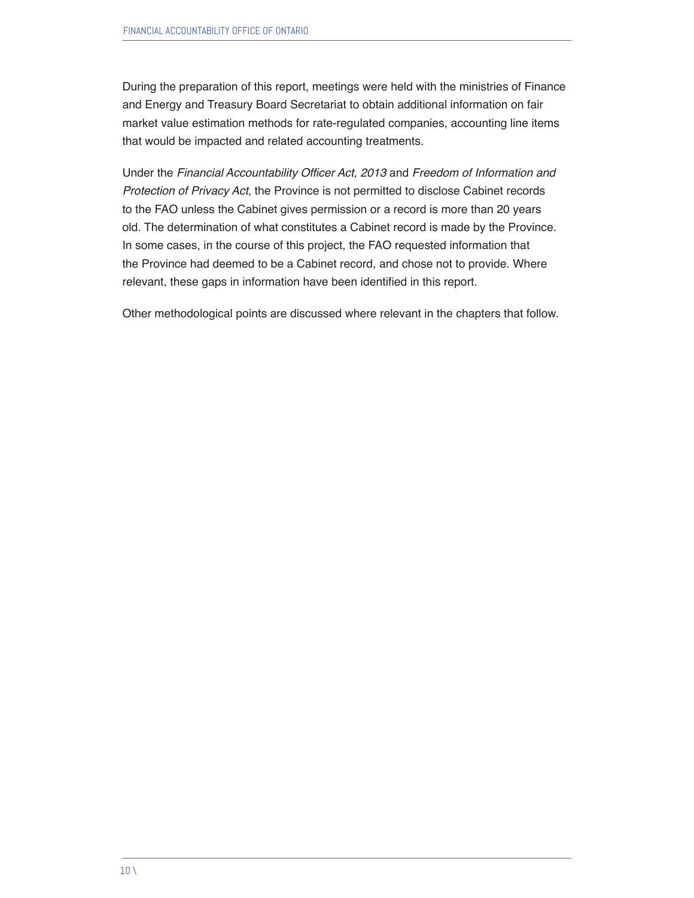During the preparation of this report, meetings were held with the ministries of Finance and Energy and Treasury Board Secretariat to obtain additional information on fair market value estimation methods for rate-regulated companies, accounting line items that would be impacted and related accounting treatments.

Under the *Financial Accountability Officer Act, 2013* and *Freedom of Information and Protection of Privacy Act*, the Province is not permitted to disclose Cabinet records to the FAO unless the Cabinet gives permission or a record is more than 20 years old. The determination of what constitutes a Cabinet record is made by the Province. In some cases, in the course of this project, the FAO requested information that the Province had deemed to be a Cabinet record, and chose not to provide. Where relevant, these gaps in information have been identified in this report.

Other methodological points are discussed where relevant in the chapters that follow.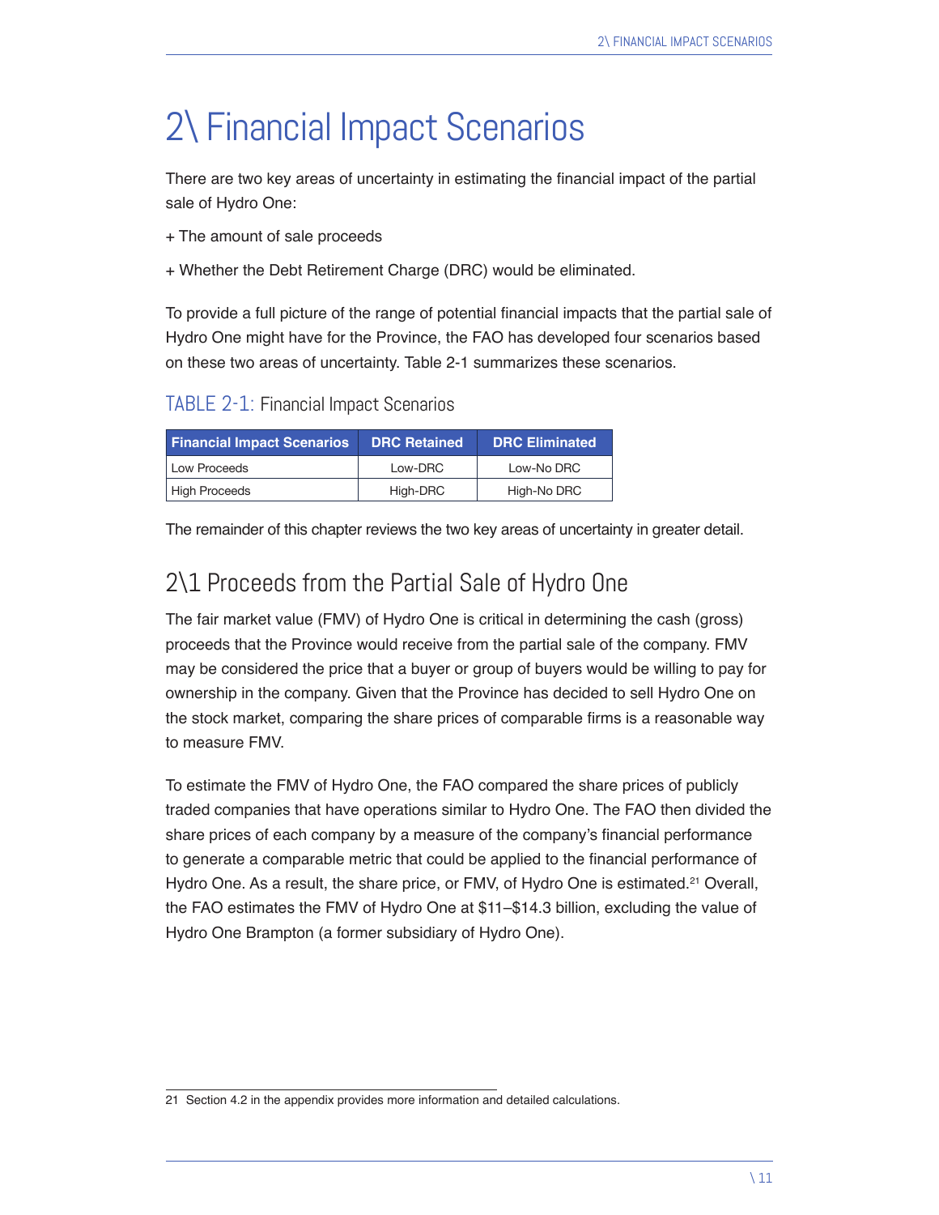# 2\ Financial Impact Scenarios

There are two key areas of uncertainty in estimating the financial impact of the partial sale of Hydro One:

+ The amount of sale proceeds

+ Whether the Debt Retirement Charge (DRC) would be eliminated.

To provide a full picture of the range of potential financial impacts that the partial sale of Hydro One might have for the Province, the FAO has developed four scenarios based on these two areas of uncertainty. Table 2-1 summarizes these scenarios.

### TABLE 2-1: Financial Impact Scenarios

| Financial Impact Scenarios | DRC Retained | DRC Eliminated |
|---|---|---|
| Low Proceeds | Low-DRC | Low-No DRC |
| High Proceeds | High-DRC | High-No DRC |

The remainder of this chapter reviews the two key areas of uncertainty in greater detail.

## 2\1 Proceeds from the Partial Sale of Hydro One

The fair market value (FMV) of Hydro One is critical in determining the cash (gross) proceeds that the Province would receive from the partial sale of the company. FMV may be considered the price that a buyer or group of buyers would be willing to pay for ownership in the company. Given that the Province has decided to sell Hydro One on the stock market, comparing the share prices of comparable firms is a reasonable way to measure FMV.

To estimate the FMV of Hydro One, the FAO compared the share prices of publicly traded companies that have operations similar to Hydro One. The FAO then divided the share prices of each company by a measure of the company's financial performance to generate a comparable metric that could be applied to the financial performance of Hydro One. As a result, the share price, or FMV, of Hydro One is estimated.[21] Overall, the FAO estimates the FMV of Hydro One at $11–$14.3 billion, excluding the value of Hydro One Brampton (a former subsidiary of Hydro One).

21 Section 4.2 in the appendix provides more information and detailed calculations.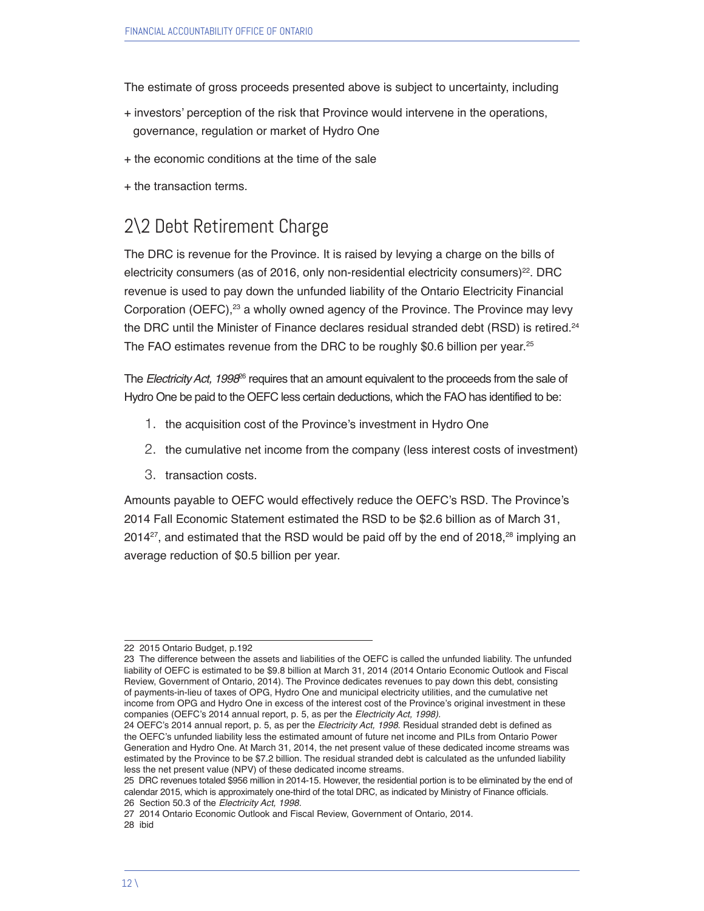The estimate of gross proceeds presented above is subject to uncertainty, including

+ investors' perception of the risk that Province would intervene in the operations, governance, regulation or market of Hydro One
+ the economic conditions at the time of the sale
+ the transaction terms.

## 2\2 Debt Retirement Charge

The DRC is revenue for the Province. It is raised by levying a charge on the bills of electricity consumers (as of 2016, only non-residential electricity consumers)[22]. DRC revenue is used to pay down the unfunded liability of the Ontario Electricity Financial Corporation (OEFC),[23] a wholly owned agency of the Province. The Province may levy the DRC until the Minister of Finance declares residual stranded debt (RSD) is retired.[24] The FAO estimates revenue from the DRC to be roughly $0.6 billion per year.[25]

The *Electricity Act, 1998*[26] requires that an amount equivalent to the proceeds from the sale of Hydro One be paid to the OEFC less certain deductions, which the FAO has identified to be:

1. the acquisition cost of the Province's investment in Hydro One
2. the cumulative net income from the company (less interest costs of investment)
3. transaction costs.

Amounts payable to OEFC would effectively reduce the OEFC's RSD. The Province's 2014 Fall Economic Statement estimated the RSD to be $2.6 billion as of March 31, 2014[27], and estimated that the RSD would be paid off by the end of 2018,[28] implying an average reduction of $0.5 billion per year.

---

22 2015 Ontario Budget, p.192

23 The difference between the assets and liabilities of the OEFC is called the unfunded liability. The unfunded liability of OEFC is estimated to be $9.8 billion at March 31, 2014 (2014 Ontario Economic Outlook and Fiscal Review, Government of Ontario, 2014). The Province dedicates revenues to pay down this debt, consisting of payments-in-lieu of taxes of OPG, Hydro One and municipal electricity utilities, and the cumulative net income from OPG and Hydro One in excess of the interest cost of the Province's original investment in these companies (OEFC's 2014 annual report, p. 5, as per the *Electricity Act, 1998).*

24 OEFC's 2014 annual report, p. 5, as per the *Electricity Act, 1998.* Residual stranded debt is defined as the OEFC's unfunded liability less the estimated amount of future net income and PILs from Ontario Power Generation and Hydro One. At March 31, 2014, the net present value of these dedicated income streams was estimated by the Province to be $7.2 billion. The residual stranded debt is calculated as the unfunded liability less the net present value (NPV) of these dedicated income streams.

25 DRC revenues totaled $956 million in 2014-15. However, the residential portion is to be eliminated by the end of calendar 2015, which is approximately one-third of the total DRC, as indicated by Ministry of Finance officials.

26 Section 50.3 of the *Electricity Act, 1998.*

27 2014 Ontario Economic Outlook and Fiscal Review, Government of Ontario, 2014.

28 ibid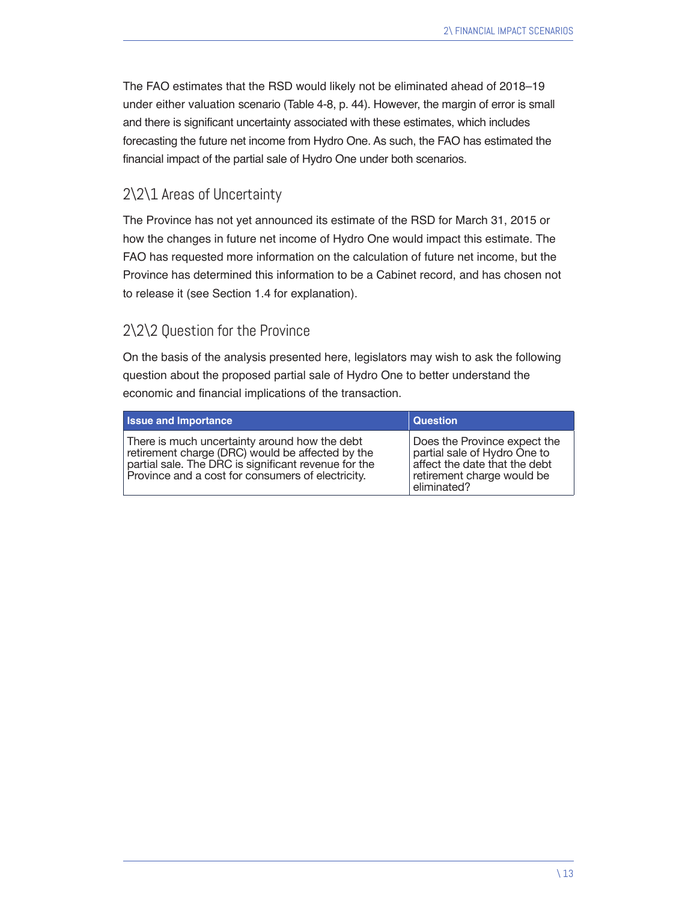The FAO estimates that the RSD would likely not be eliminated ahead of 2018–19 under either valuation scenario (Table 4-8, p. 44). However, the margin of error is small and there is significant uncertainty associated with these estimates, which includes forecasting the future net income from Hydro One. As such, the FAO has estimated the financial impact of the partial sale of Hydro One under both scenarios.

### 2\2\1 Areas of Uncertainty

The Province has not yet announced its estimate of the RSD for March 31, 2015 or how the changes in future net income of Hydro One would impact this estimate. The FAO has requested more information on the calculation of future net income, but the Province has determined this information to be a Cabinet record, and has chosen not to release it (see Section 1.4 for explanation).

### 2\2\2 Question for the Province

On the basis of the analysis presented here, legislators may wish to ask the following question about the proposed partial sale of Hydro One to better understand the economic and financial implications of the transaction.

| Issue and Importance | Question |
| --- | --- |
| There is much uncertainty around how the debt retirement charge (DRC) would be affected by the partial sale. The DRC is significant revenue for the Province and a cost for consumers of electricity. | Does the Province expect the partial sale of Hydro One to affect the date that the debt retirement charge would be eliminated? |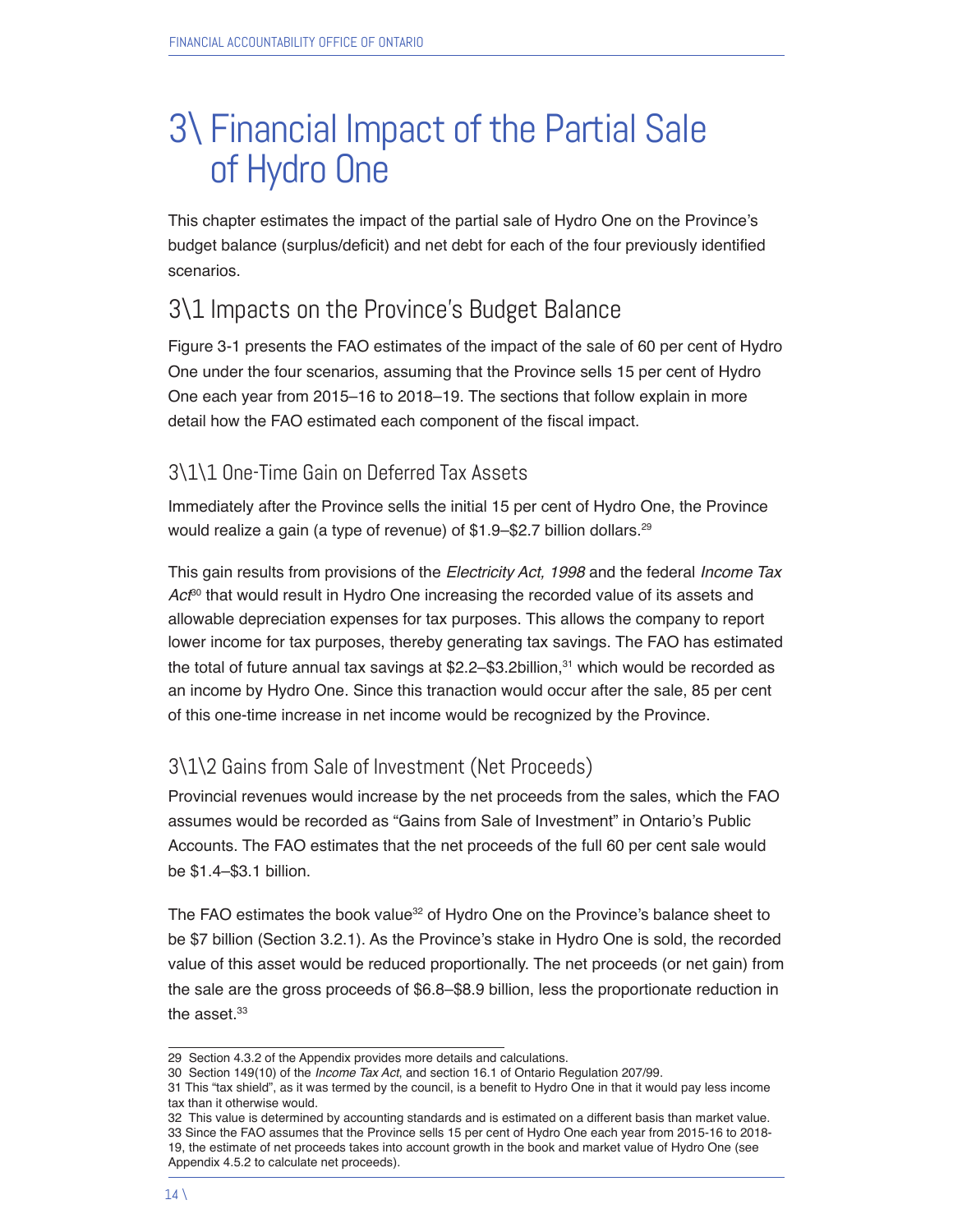# 3\ Financial Impact of the Partial Sale of Hydro One

This chapter estimates the impact of the partial sale of Hydro One on the Province's budget balance (surplus/deficit) and net debt for each of the four previously identified scenarios.

## 3\1 Impacts on the Province's Budget Balance

Figure 3-1 presents the FAO estimates of the impact of the sale of 60 per cent of Hydro One under the four scenarios, assuming that the Province sells 15 per cent of Hydro One each year from 2015–16 to 2018–19. The sections that follow explain in more detail how the FAO estimated each component of the fiscal impact.

### 3\1\1 One-Time Gain on Deferred Tax Assets

Immediately after the Province sells the initial 15 per cent of Hydro One, the Province would realize a gain (a type of revenue) of $1.9–$2.7 billion dollars.[29]

This gain results from provisions of the *Electricity Act, 1998* and the federal *Income Tax Act*[30] that would result in Hydro One increasing the recorded value of its assets and allowable depreciation expenses for tax purposes. This allows the company to report lower income for tax purposes, thereby generating tax savings. The FAO has estimated the total of future annual tax savings at $2.2–$3.2billion,[31] which would be recorded as an income by Hydro One. Since this tranaction would occur after the sale, 85 per cent of this one-time increase in net income would be recognized by the Province.

### 3\1\2 Gains from Sale of Investment (Net Proceeds)

Provincial revenues would increase by the net proceeds from the sales, which the FAO assumes would be recorded as "Gains from Sale of Investment" in Ontario's Public Accounts. The FAO estimates that the net proceeds of the full 60 per cent sale would be $1.4–$3.1 billion.

The FAO estimates the book value[32] of Hydro One on the Province's balance sheet to be $7 billion (Section 3.2.1). As the Province's stake in Hydro One is sold, the recorded value of this asset would be reduced proportionally. The net proceeds (or net gain) from the sale are the gross proceeds of $6.8–$8.9 billion, less the proportionate reduction in the asset.[33]

---

29 Section 4.3.2 of the Appendix provides more details and calculations.

30 Section 149(10) of the *Income Tax Act*, and section 16.1 of Ontario Regulation 207/99.

31 This "tax shield", as it was termed by the council, is a benefit to Hydro One in that it would pay less income tax than it otherwise would.

32 This value is determined by accounting standards and is estimated on a different basis than market value.

33 Since the FAO assumes that the Province sells 15 per cent of Hydro One each year from 2015-16 to 2018-19, the estimate of net proceeds takes into account growth in the book and market value of Hydro One (see Appendix 4.5.2 to calculate net proceeds).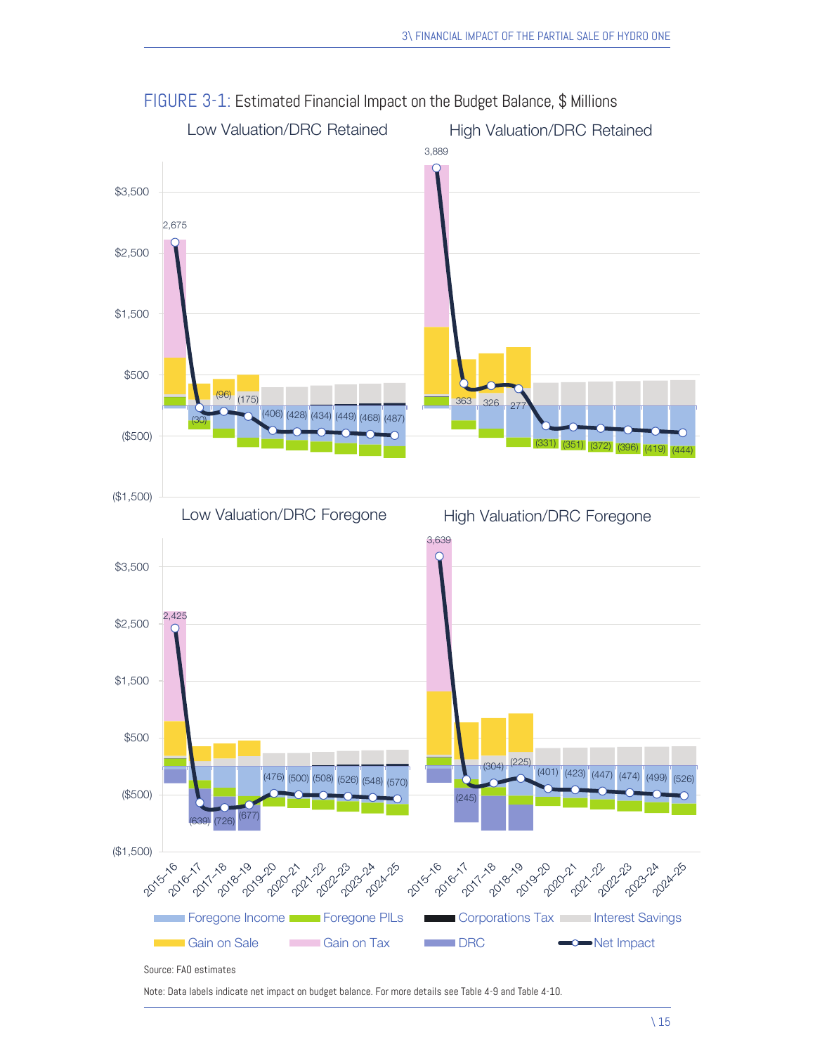FIGURE 3-1: Estimated Financial Impact on the Budget Balance, $ Millions

| | 2015–16 | 2016–17 | 2017–18 | 2018–19 | 2019–20 | 2020–21 | 2021–22 | 2022–23 | 2023–24 | 2024–25 |
|---|---|---|---|---|---|---|---|---|---|---|
| Low Valuation/DRC Retained | 2,675 | (30) | (96) | (175) | (406) | (428) | (434) | (449) | (468) | (487) |
| High Valuation/DRC Retained | 3,889 | 363 | 326 | 277 | (331) | (351) | (372) | (396) | (419) | (444) |
| Low Valuation/DRC Foregone | 2,425 | (639) | (726) | (677) | (476) | (500) | (508) | (526) | (548) | (570) |
| High Valuation/DRC Foregone | 3,639 | (245) | (304) | (225) | (401) | (423) | (447) | (474) | (499) | (526) |

Legend: Foregone Income, Foregone PILs, Corporations Tax, Interest Savings, Gain on Sale, Gain on Tax, DRC, Net Impact

Source: FAO estimates

Note: Data labels indicate net impact on budget balance. For more details see Table 4-9 and Table 4-10.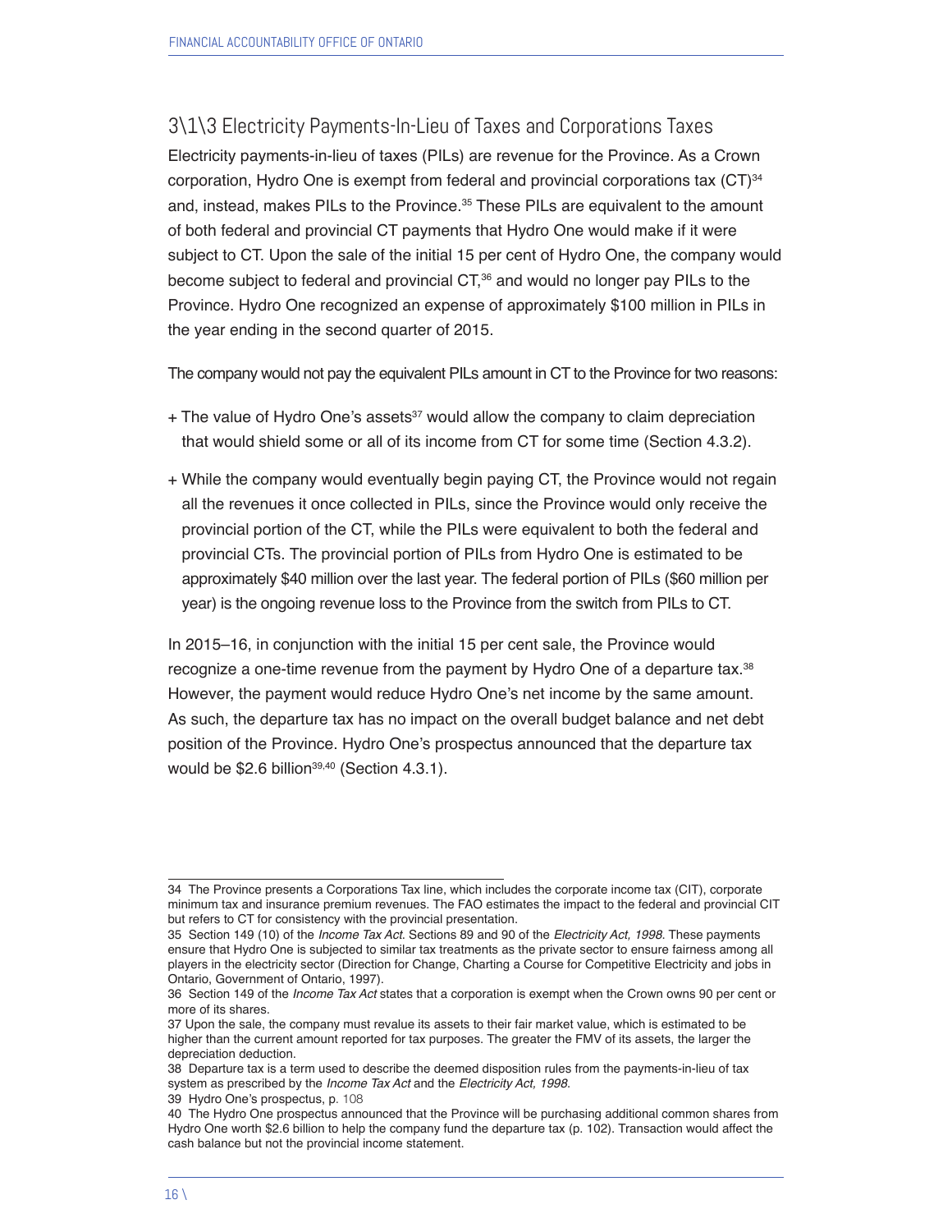### 3\1\3 Electricity Payments-In-Lieu of Taxes and Corporations Taxes

Electricity payments-in-lieu of taxes (PILs) are revenue for the Province. As a Crown corporation, Hydro One is exempt from federal and provincial corporations tax (CT)[34] and, instead, makes PILs to the Province.[35] These PILs are equivalent to the amount of both federal and provincial CT payments that Hydro One would make if it were subject to CT. Upon the sale of the initial 15 per cent of Hydro One, the company would become subject to federal and provincial CT,[36] and would no longer pay PILs to the Province. Hydro One recognized an expense of approximately $100 million in PILs in the year ending in the second quarter of 2015.

The company would not pay the equivalent PILs amount in CT to the Province for two reasons:

+ The value of Hydro One's assets[37] would allow the company to claim depreciation that would shield some or all of its income from CT for some time (Section 4.3.2).
+ While the company would eventually begin paying CT, the Province would not regain all the revenues it once collected in PILs, since the Province would only receive the provincial portion of the CT, while the PILs were equivalent to both the federal and provincial CTs. The provincial portion of PILs from Hydro One is estimated to be approximately $40 million over the last year. The federal portion of PILs ($60 million per year) is the ongoing revenue loss to the Province from the switch from PILs to CT.

In 2015–16, in conjunction with the initial 15 per cent sale, the Province would recognize a one-time revenue from the payment by Hydro One of a departure tax.[38] However, the payment would reduce Hydro One's net income by the same amount. As such, the departure tax has no impact on the overall budget balance and net debt position of the Province. Hydro One's prospectus announced that the departure tax would be $2.6 billion[39,40] (Section 4.3.1).

---

34 The Province presents a Corporations Tax line, which includes the corporate income tax (CIT), corporate minimum tax and insurance premium revenues. The FAO estimates the impact to the federal and provincial CIT but refers to CT for consistency with the provincial presentation.

35 Section 149 (10) of the *Income Tax Act*. Sections 89 and 90 of the *Electricity Act, 1998*. These payments ensure that Hydro One is subjected to similar tax treatments as the private sector to ensure fairness among all players in the electricity sector (Direction for Change, Charting a Course for Competitive Electricity and jobs in Ontario, Government of Ontario, 1997).

36 Section 149 of the *Income Tax Act* states that a corporation is exempt when the Crown owns 90 per cent or more of its shares.

37 Upon the sale, the company must revalue its assets to their fair market value, which is estimated to be higher than the current amount reported for tax purposes. The greater the FMV of its assets, the larger the depreciation deduction.

38 Departure tax is a term used to describe the deemed disposition rules from the payments-in-lieu of tax system as prescribed by the *Income Tax Act* and the *Electricity Act, 1998*.

39 Hydro One's prospectus, p. 108

40 The Hydro One prospectus announced that the Province will be purchasing additional common shares from Hydro One worth $2.6 billion to help the company fund the departure tax (p. 102). Transaction would affect the cash balance but not the provincial income statement.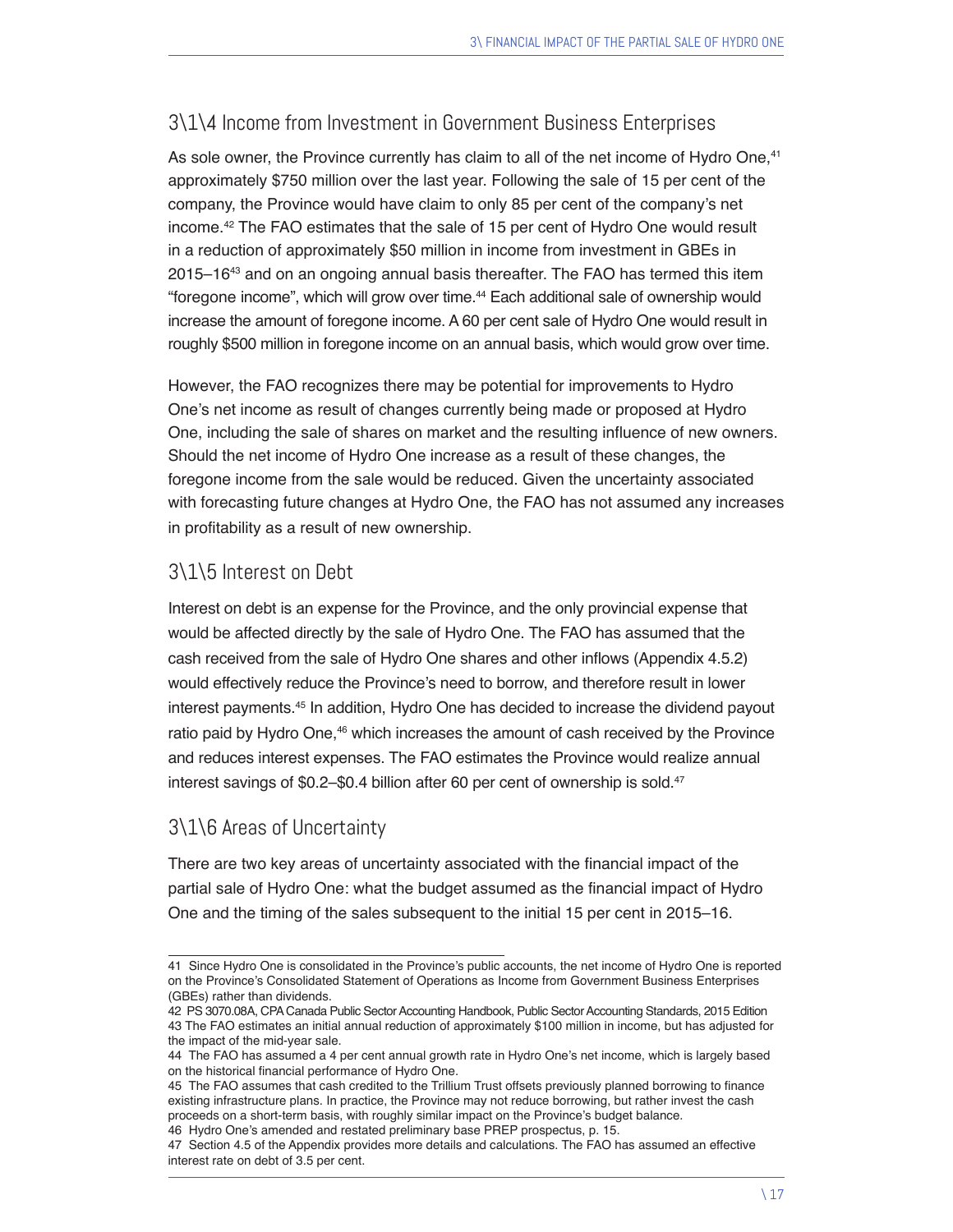## 3\1\4 Income from Investment in Government Business Enterprises

As sole owner, the Province currently has claim to all of the net income of Hydro One,[41] approximately $750 million over the last year. Following the sale of 15 per cent of the company, the Province would have claim to only 85 per cent of the company's net income.[42] The FAO estimates that the sale of 15 per cent of Hydro One would result in a reduction of approximately $50 million in income from investment in GBEs in 2015–16[43] and on an ongoing annual basis thereafter. The FAO has termed this item "foregone income", which will grow over time.[44] Each additional sale of ownership would increase the amount of foregone income. A 60 per cent sale of Hydro One would result in roughly $500 million in foregone income on an annual basis, which would grow over time.

However, the FAO recognizes there may be potential for improvements to Hydro One's net income as result of changes currently being made or proposed at Hydro One, including the sale of shares on market and the resulting influence of new owners. Should the net income of Hydro One increase as a result of these changes, the foregone income from the sale would be reduced. Given the uncertainty associated with forecasting future changes at Hydro One, the FAO has not assumed any increases in profitability as a result of new ownership.

## 3\1\5 Interest on Debt

Interest on debt is an expense for the Province, and the only provincial expense that would be affected directly by the sale of Hydro One. The FAO has assumed that the cash received from the sale of Hydro One shares and other inflows (Appendix 4.5.2) would effectively reduce the Province's need to borrow, and therefore result in lower interest payments.[45] In addition, Hydro One has decided to increase the dividend payout ratio paid by Hydro One,[46] which increases the amount of cash received by the Province and reduces interest expenses. The FAO estimates the Province would realize annual interest savings of $0.2–$0.4 billion after 60 per cent of ownership is sold.[47]

## 3\1\6 Areas of Uncertainty

There are two key areas of uncertainty associated with the financial impact of the partial sale of Hydro One: what the budget assumed as the financial impact of Hydro One and the timing of the sales subsequent to the initial 15 per cent in 2015–16.

---

41 Since Hydro One is consolidated in the Province's public accounts, the net income of Hydro One is reported on the Province's Consolidated Statement of Operations as Income from Government Business Enterprises (GBEs) rather than dividends.

42 PS 3070.08A, CPA Canada Public Sector Accounting Handbook, Public Sector Accounting Standards, 2015 Edition

43 The FAO estimates an initial annual reduction of approximately $100 million in income, but has adjusted for the impact of the mid-year sale.

44 The FAO has assumed a 4 per cent annual growth rate in Hydro One's net income, which is largely based on the historical financial performance of Hydro One.

45 The FAO assumes that cash credited to the Trillium Trust offsets previously planned borrowing to finance existing infrastructure plans. In practice, the Province may not reduce borrowing, but rather invest the cash proceeds on a short-term basis, with roughly similar impact on the Province's budget balance.

46 Hydro One's amended and restated preliminary base PREP prospectus, p. 15.

47 Section 4.5 of the Appendix provides more details and calculations. The FAO has assumed an effective interest rate on debt of 3.5 per cent.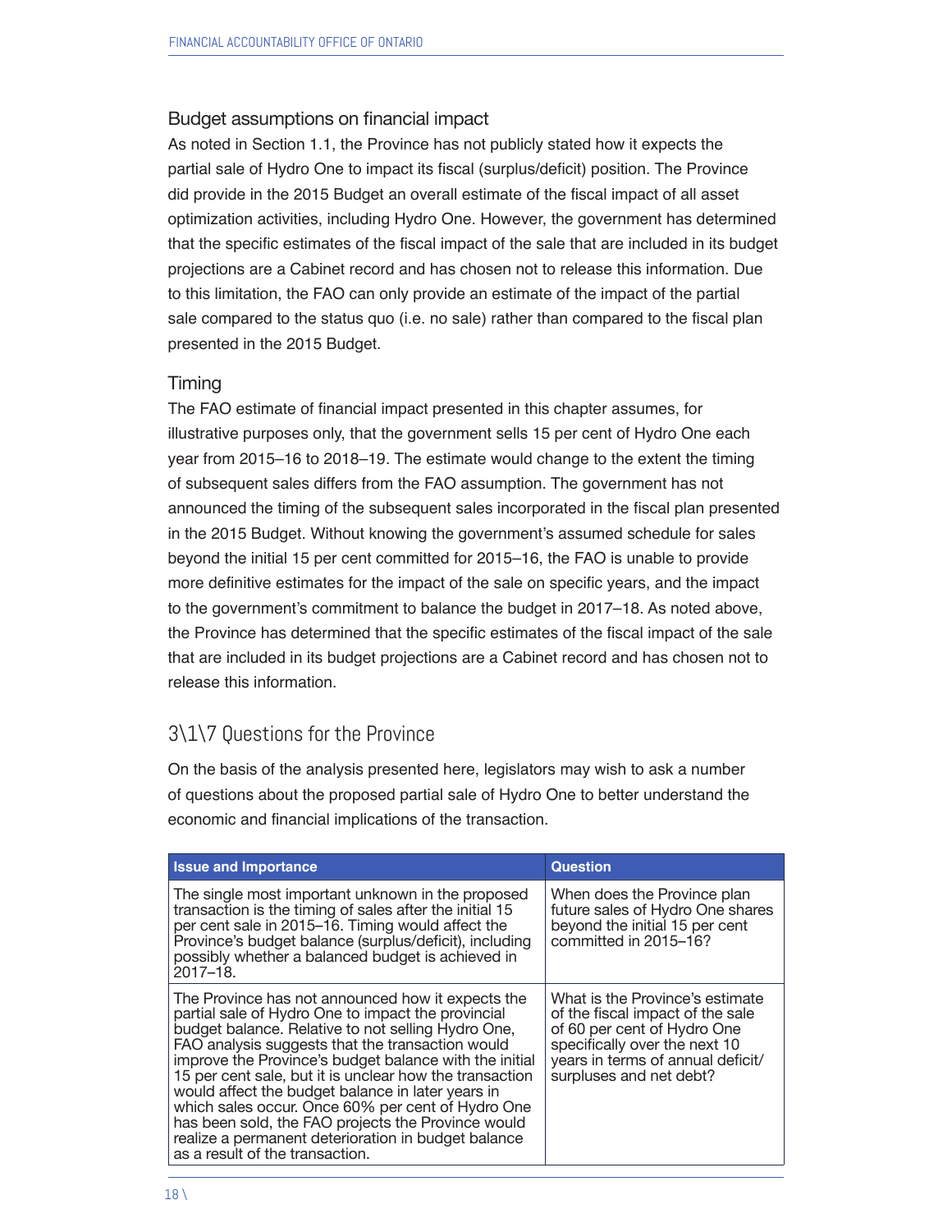### Budget assumptions on financial impact

As noted in Section 1.1, the Province has not publicly stated how it expects the partial sale of Hydro One to impact its fiscal (surplus/deficit) position. The Province did provide in the 2015 Budget an overall estimate of the fiscal impact of all asset optimization activities, including Hydro One. However, the government has determined that the specific estimates of the fiscal impact of the sale that are included in its budget projections are a Cabinet record and has chosen not to release this information. Due to this limitation, the FAO can only provide an estimate of the impact of the partial sale compared to the status quo (i.e. no sale) rather than compared to the fiscal plan presented in the 2015 Budget.

### Timing

The FAO estimate of financial impact presented in this chapter assumes, for illustrative purposes only, that the government sells 15 per cent of Hydro One each year from 2015–16 to 2018–19. The estimate would change to the extent the timing of subsequent sales differs from the FAO assumption. The government has not announced the timing of the subsequent sales incorporated in the fiscal plan presented in the 2015 Budget. Without knowing the government's assumed schedule for sales beyond the initial 15 per cent committed for 2015–16, the FAO is unable to provide more definitive estimates for the impact of the sale on specific years, and the impact to the government's commitment to balance the budget in 2017–18. As noted above, the Province has determined that the specific estimates of the fiscal impact of the sale that are included in its budget projections are a Cabinet record and has chosen not to release this information.

## 3\1\7 Questions for the Province

On the basis of the analysis presented here, legislators may wish to ask a number of questions about the proposed partial sale of Hydro One to better understand the economic and financial implications of the transaction.

| Issue and Importance | Question |
|---|---|
| The single most important unknown in the proposed transaction is the timing of sales after the initial 15 per cent sale in 2015–16. Timing would affect the Province's budget balance (surplus/deficit), including possibly whether a balanced budget is achieved in 2017–18. | When does the Province plan future sales of Hydro One shares beyond the initial 15 per cent committed in 2015–16? |
| The Province has not announced how it expects the partial sale of Hydro One to impact the provincial budget balance. Relative to not selling Hydro One, FAO analysis suggests that the transaction would improve the Province's budget balance with the initial 15 per cent sale, but it is unclear how the transaction would affect the budget balance in later years in which sales occur. Once 60% per cent of Hydro One has been sold, the FAO projects the Province would realize a permanent deterioration in budget balance as a result of the transaction. | What is the Province's estimate of the fiscal impact of the sale of 60 per cent of Hydro One specifically over the next 10 years in terms of annual deficit/ surpluses and net debt? |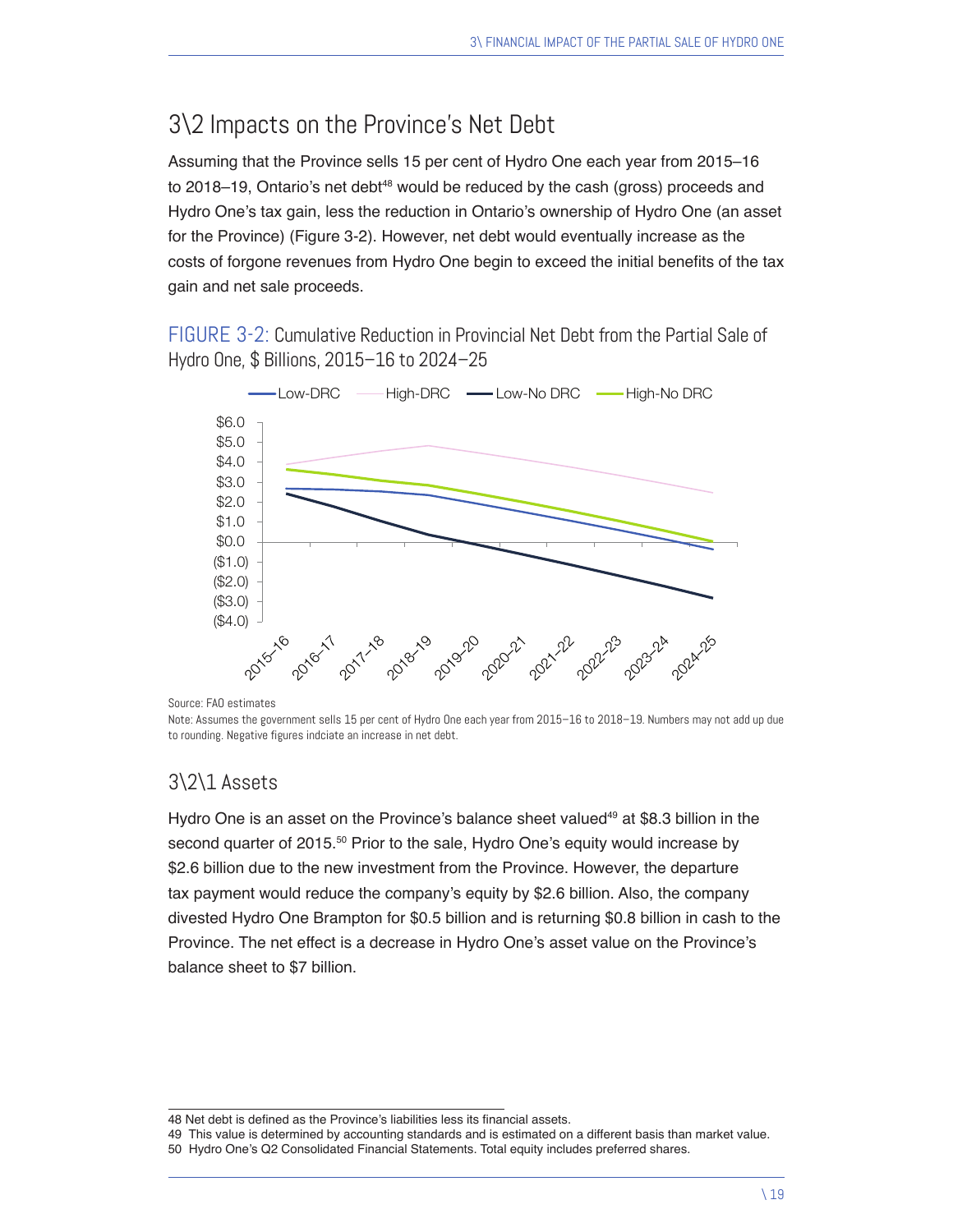## 3\2 Impacts on the Province's Net Debt

Assuming that the Province sells 15 per cent of Hydro One each year from 2015–16 to 2018–19, Ontario's net debt[48] would be reduced by the cash (gross) proceeds and Hydro One's tax gain, less the reduction in Ontario's ownership of Hydro One (an asset for the Province) (Figure 3-2). However, net debt would eventually increase as the costs of forgone revenues from Hydro One begin to exceed the initial benefits of the tax gain and net sale proceeds.

FIGURE 3-2: Cumulative Reduction in Provincial Net Debt from the Partial Sale of Hydro One, $ Billions, 2015–16 to 2024–25

Source: FAO estimates

Note: Assumes the government sells 15 per cent of Hydro One each year from 2015–16 to 2018–19. Numbers may not add up due to rounding. Negative figures indciate an increase in net debt.

### 3\2\1 Assets

Hydro One is an asset on the Province's balance sheet valued[49] at $8.3 billion in the second quarter of 2015.[50] Prior to the sale, Hydro One's equity would increase by $2.6 billion due to the new investment from the Province. However, the departure tax payment would reduce the company's equity by $2.6 billion. Also, the company divested Hydro One Brampton for $0.5 billion and is returning $0.8 billion in cash to the Province. The net effect is a decrease in Hydro One's asset value on the Province's balance sheet to $7 billion.

---

48 Net debt is defined as the Province's liabilities less its financial assets.

49 This value is determined by accounting standards and is estimated on a different basis than market value.

50 Hydro One's Q2 Consolidated Financial Statements. Total equity includes preferred shares.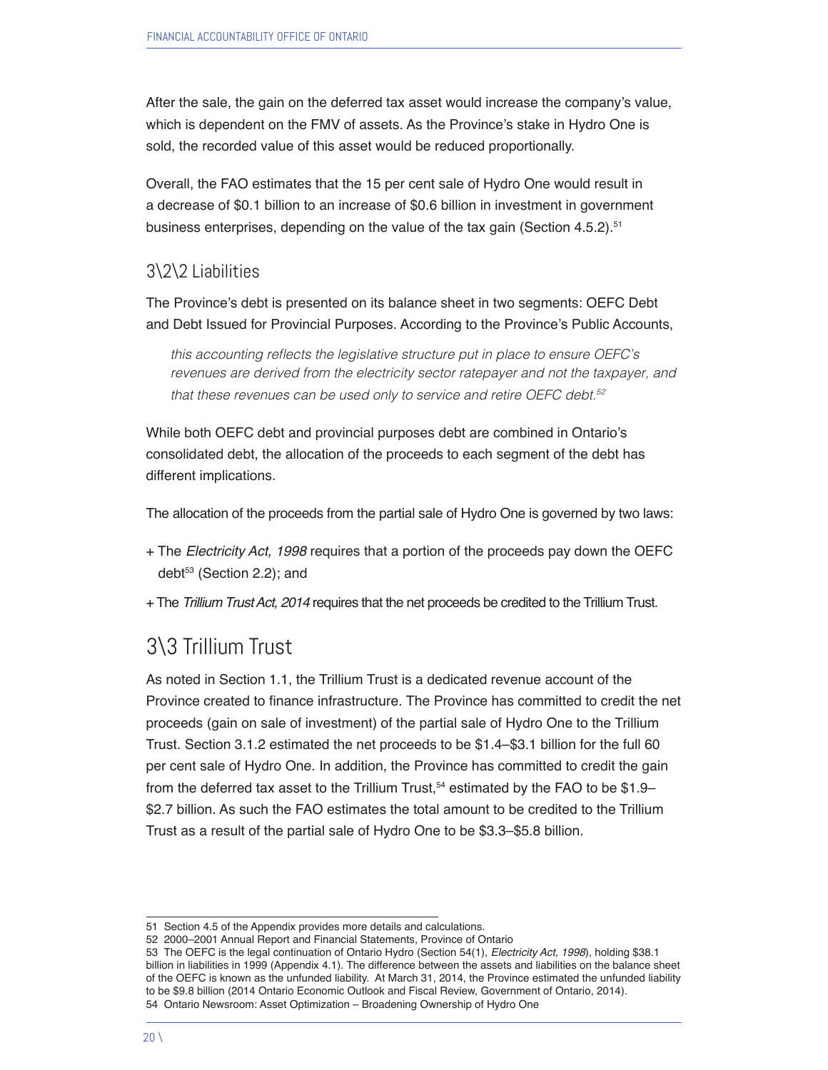After the sale, the gain on the deferred tax asset would increase the company's value, which is dependent on the FMV of assets. As the Province's stake in Hydro One is sold, the recorded value of this asset would be reduced proportionally.

Overall, the FAO estimates that the 15 per cent sale of Hydro One would result in a decrease of $0.1 billion to an increase of $0.6 billion in investment in government business enterprises, depending on the value of the tax gain (Section 4.5.2).[51]

### 3\2\2 Liabilities

The Province's debt is presented on its balance sheet in two segments: OEFC Debt and Debt Issued for Provincial Purposes. According to the Province's Public Accounts,

> *this accounting reflects the legislative structure put in place to ensure OEFC's revenues are derived from the electricity sector ratepayer and not the taxpayer, and that these revenues can be used only to service and retire OEFC debt.*[52]

While both OEFC debt and provincial purposes debt are combined in Ontario's consolidated debt, the allocation of the proceeds to each segment of the debt has different implications.

The allocation of the proceeds from the partial sale of Hydro One is governed by two laws:

+ The *Electricity Act, 1998* requires that a portion of the proceeds pay down the OEFC debt[53] (Section 2.2); and
+ The *Trillium Trust Act, 2014* requires that the net proceeds be credited to the Trillium Trust.

## 3\3 Trillium Trust

As noted in Section 1.1, the Trillium Trust is a dedicated revenue account of the Province created to finance infrastructure. The Province has committed to credit the net proceeds (gain on sale of investment) of the partial sale of Hydro One to the Trillium Trust. Section 3.1.2 estimated the net proceeds to be $1.4–$3.1 billion for the full 60 per cent sale of Hydro One. In addition, the Province has committed to credit the gain from the deferred tax asset to the Trillium Trust,[54] estimated by the FAO to be $1.9–$2.7 billion. As such the FAO estimates the total amount to be credited to the Trillium Trust as a result of the partial sale of Hydro One to be $3.3–$5.8 billion.

---

51 Section 4.5 of the Appendix provides more details and calculations.

52 2000–2001 Annual Report and Financial Statements, Province of Ontario

53 The OEFC is the legal continuation of Ontario Hydro (Section 54(1), *Electricity Act, 1998*), holding $38.1 billion in liabilities in 1999 (Appendix 4.1). The difference between the assets and liabilities on the balance sheet of the OEFC is known as the unfunded liability. At March 31, 2014, the Province estimated the unfunded liability to be $9.8 billion (2014 Ontario Economic Outlook and Fiscal Review, Government of Ontario, 2014).

54 Ontario Newsroom: Asset Optimization – Broadening Ownership of Hydro One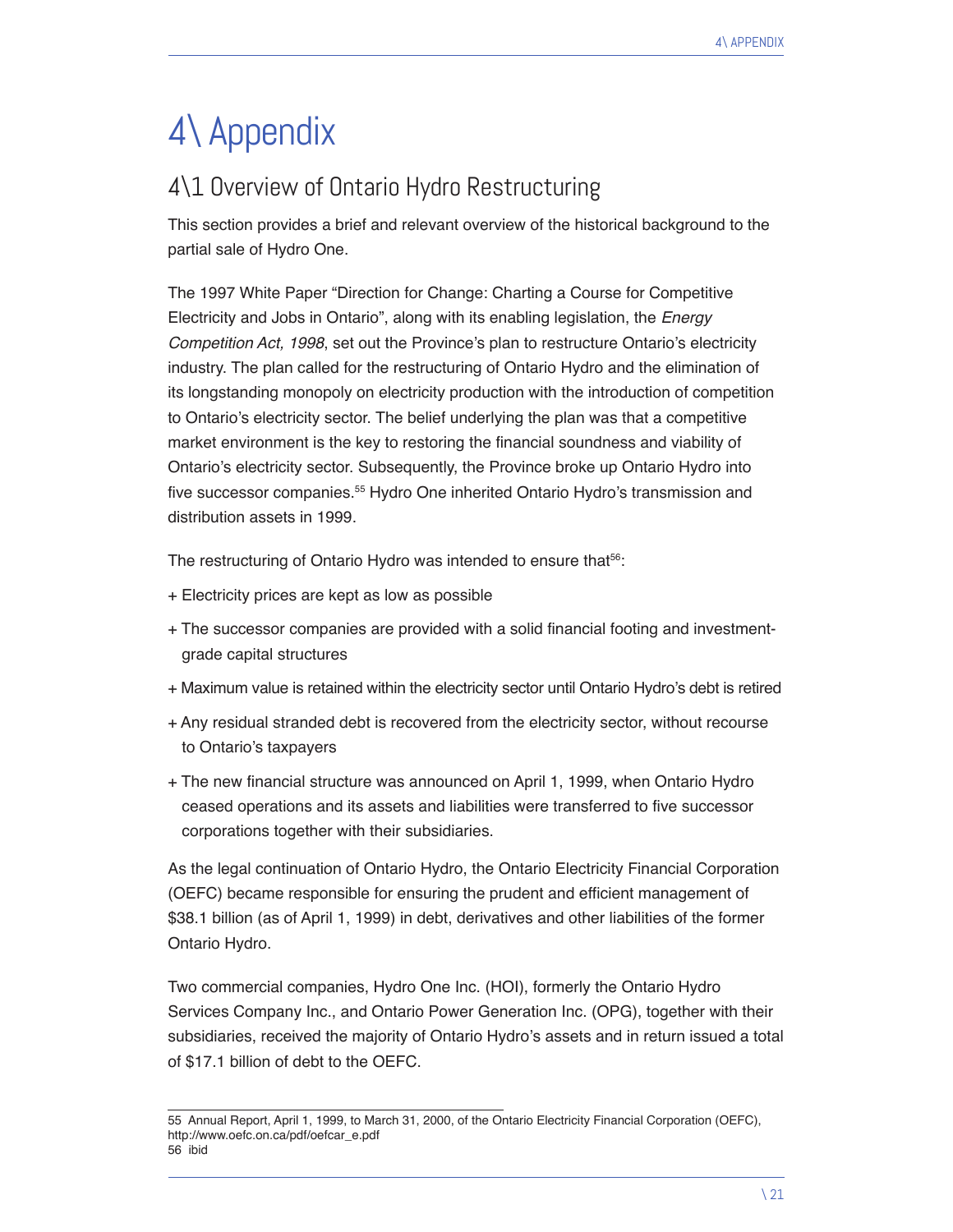# 4\ Appendix

## 4\1 Overview of Ontario Hydro Restructuring

This section provides a brief and relevant overview of the historical background to the partial sale of Hydro One.

The 1997 White Paper "Direction for Change: Charting a Course for Competitive Electricity and Jobs in Ontario", along with its enabling legislation, the *Energy Competition Act, 1998*, set out the Province's plan to restructure Ontario's electricity industry. The plan called for the restructuring of Ontario Hydro and the elimination of its longstanding monopoly on electricity production with the introduction of competition to Ontario's electricity sector. The belief underlying the plan was that a competitive market environment is the key to restoring the financial soundness and viability of Ontario's electricity sector. Subsequently, the Province broke up Ontario Hydro into five successor companies.[55] Hydro One inherited Ontario Hydro's transmission and distribution assets in 1999.

The restructuring of Ontario Hydro was intended to ensure that[56]:

+ Electricity prices are kept as low as possible
+ The successor companies are provided with a solid financial footing and investment-grade capital structures
+ Maximum value is retained within the electricity sector until Ontario Hydro's debt is retired
+ Any residual stranded debt is recovered from the electricity sector, without recourse to Ontario's taxpayers
+ The new financial structure was announced on April 1, 1999, when Ontario Hydro ceased operations and its assets and liabilities were transferred to five successor corporations together with their subsidiaries.

As the legal continuation of Ontario Hydro, the Ontario Electricity Financial Corporation (OEFC) became responsible for ensuring the prudent and efficient management of $38.1 billion (as of April 1, 1999) in debt, derivatives and other liabilities of the former Ontario Hydro.

Two commercial companies, Hydro One Inc. (HOI), formerly the Ontario Hydro Services Company Inc., and Ontario Power Generation Inc. (OPG), together with their subsidiaries, received the majority of Ontario Hydro's assets and in return issued a total of $17.1 billion of debt to the OEFC.

---

55 Annual Report, April 1, 1999, to March 31, 2000, of the Ontario Electricity Financial Corporation (OEFC), http://www.oefc.on.ca/pdf/oefcar_e.pdf

56 ibid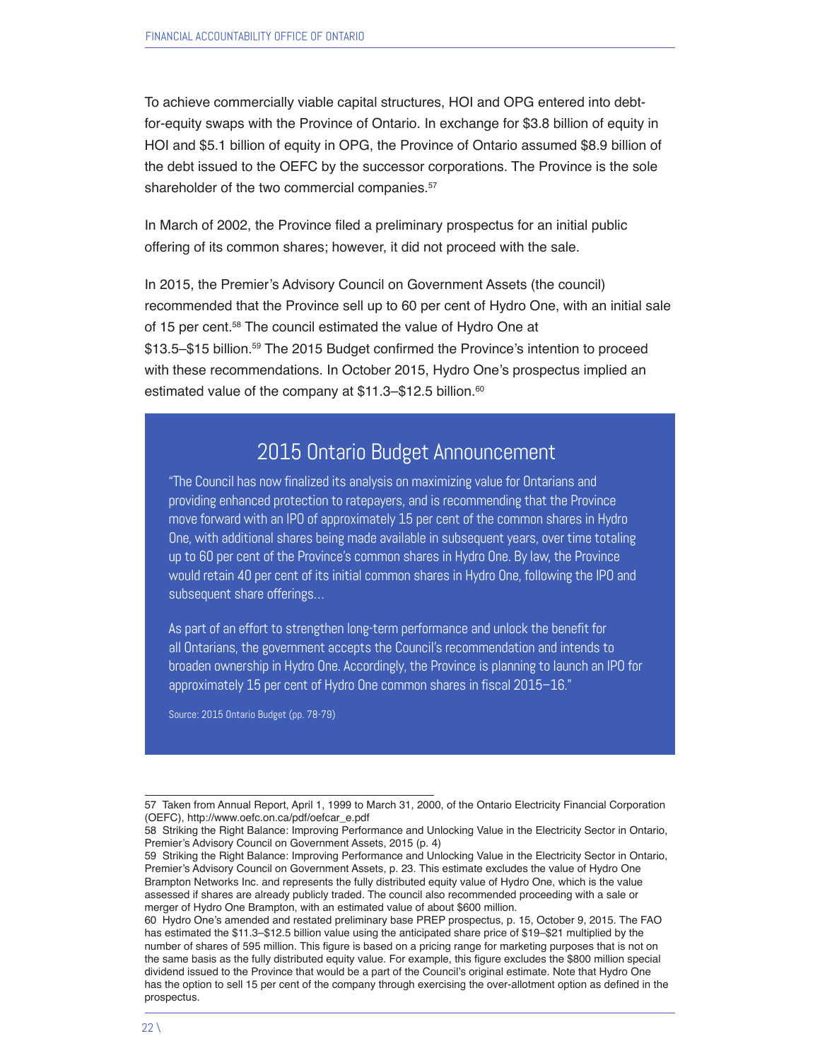To achieve commercially viable capital structures, HOI and OPG entered into debt-for-equity swaps with the Province of Ontario. In exchange for $3.8 billion of equity in HOI and $5.1 billion of equity in OPG, the Province of Ontario assumed $8.9 billion of the debt issued to the OEFC by the successor corporations. The Province is the sole shareholder of the two commercial companies.[57]

In March of 2002, the Province filed a preliminary prospectus for an initial public offering of its common shares; however, it did not proceed with the sale.

In 2015, the Premier's Advisory Council on Government Assets (the council) recommended that the Province sell up to 60 per cent of Hydro One, with an initial sale of 15 per cent.[58] The council estimated the value of Hydro One at $13.5–$15 billion.[59] The 2015 Budget confirmed the Province's intention to proceed with these recommendations. In October 2015, Hydro One's prospectus implied an estimated value of the company at $11.3–$12.5 billion.[60]

## 2015 Ontario Budget Announcement

"The Council has now finalized its analysis on maximizing value for Ontarians and providing enhanced protection to ratepayers, and is recommending that the Province move forward with an IPO of approximately 15 per cent of the common shares in Hydro One, with additional shares being made available in subsequent years, over time totaling up to 60 per cent of the Province's common shares in Hydro One. By law, the Province would retain 40 per cent of its initial common shares in Hydro One, following the IPO and subsequent share offerings...

As part of an effort to strengthen long-term performance and unlock the benefit for all Ontarians, the government accepts the Council's recommendation and intends to broaden ownership in Hydro One. Accordingly, the Province is planning to launch an IPO for approximately 15 per cent of Hydro One common shares in fiscal 2015–16."

Source: 2015 Ontario Budget (pp. 78-79)

---

57 Taken from Annual Report, April 1, 1999 to March 31, 2000, of the Ontario Electricity Financial Corporation (OEFC), http://www.oefc.on.ca/pdf/oefcar_e.pdf

58 Striking the Right Balance: Improving Performance and Unlocking Value in the Electricity Sector in Ontario, Premier's Advisory Council on Government Assets, 2015 (p. 4)

59 Striking the Right Balance: Improving Performance and Unlocking Value in the Electricity Sector in Ontario, Premier's Advisory Council on Government Assets, p. 23. This estimate excludes the value of Hydro One Brampton Networks Inc. and represents the fully distributed equity value of Hydro One, which is the value assessed if shares are already publicly traded. The council also recommended proceeding with a sale or merger of Hydro One Brampton, with an estimated value of about $600 million.

60 Hydro One's amended and restated preliminary base PREP prospectus, p. 15, October 9, 2015. The FAO has estimated the $11.3–$12.5 billion value using the anticipated share price of $19–$21 multiplied by the number of shares of 595 million. This figure is based on a pricing range for marketing purposes that is not on the same basis as the fully distributed equity value. For example, this figure excludes the $800 million special dividend issued to the Province that would be a part of the Council's original estimate. Note that Hydro One has the option to sell 15 per cent of the company through exercising the over-allotment option as defined in the prospectus.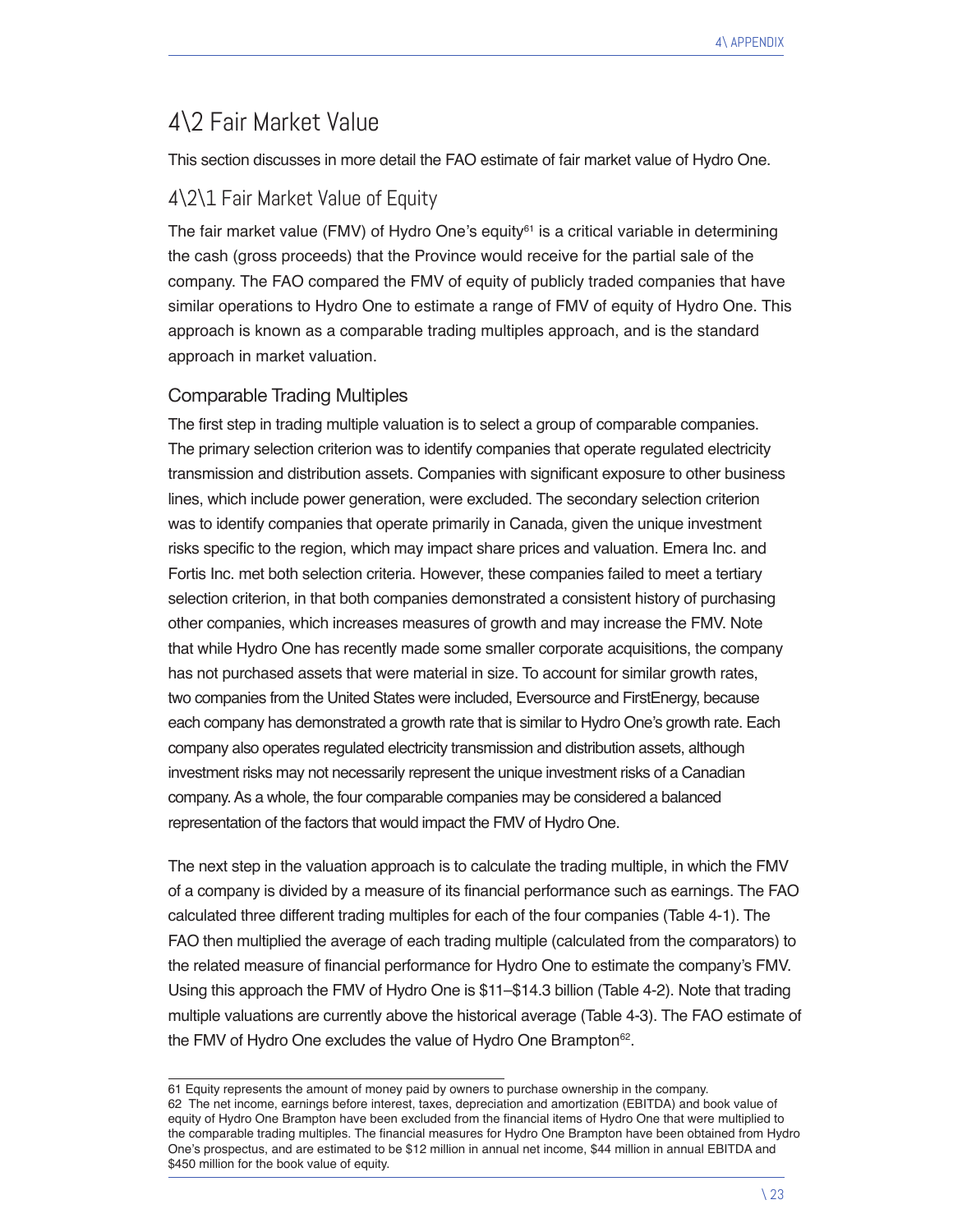## 4\2 Fair Market Value

This section discusses in more detail the FAO estimate of fair market value of Hydro One.

### 4\2\1 Fair Market Value of Equity

The fair market value (FMV) of Hydro One's equity[61] is a critical variable in determining the cash (gross proceeds) that the Province would receive for the partial sale of the company. The FAO compared the FMV of equity of publicly traded companies that have similar operations to Hydro One to estimate a range of FMV of equity of Hydro One. This approach is known as a comparable trading multiples approach, and is the standard approach in market valuation.

#### Comparable Trading Multiples

The first step in trading multiple valuation is to select a group of comparable companies. The primary selection criterion was to identify companies that operate regulated electricity transmission and distribution assets. Companies with significant exposure to other business lines, which include power generation, were excluded. The secondary selection criterion was to identify companies that operate primarily in Canada, given the unique investment risks specific to the region, which may impact share prices and valuation. Emera Inc. and Fortis Inc. met both selection criteria. However, these companies failed to meet a tertiary selection criterion, in that both companies demonstrated a consistent history of purchasing other companies, which increases measures of growth and may increase the FMV. Note that while Hydro One has recently made some smaller corporate acquisitions, the company has not purchased assets that were material in size. To account for similar growth rates, two companies from the United States were included, Eversource and FirstEnergy, because each company has demonstrated a growth rate that is similar to Hydro One's growth rate. Each company also operates regulated electricity transmission and distribution assets, although investment risks may not necessarily represent the unique investment risks of a Canadian company. As a whole, the four comparable companies may be considered a balanced representation of the factors that would impact the FMV of Hydro One.

The next step in the valuation approach is to calculate the trading multiple, in which the FMV of a company is divided by a measure of its financial performance such as earnings. The FAO calculated three different trading multiples for each of the four companies (Table 4-1). The FAO then multiplied the average of each trading multiple (calculated from the comparators) to the related measure of financial performance for Hydro One to estimate the company's FMV. Using this approach the FMV of Hydro One is $11–$14.3 billion (Table 4-2). Note that trading multiple valuations are currently above the historical average (Table 4-3). The FAO estimate of the FMV of Hydro One excludes the value of Hydro One Brampton[62].

---

61 Equity represents the amount of money paid by owners to purchase ownership in the company.

62 The net income, earnings before interest, taxes, depreciation and amortization (EBITDA) and book value of equity of Hydro One Brampton have been excluded from the financial items of Hydro One that were multiplied to the comparable trading multiples. The financial measures for Hydro One Brampton have been obtained from Hydro One's prospectus, and are estimated to be $12 million in annual net income, $44 million in annual EBITDA and $450 million for the book value of equity.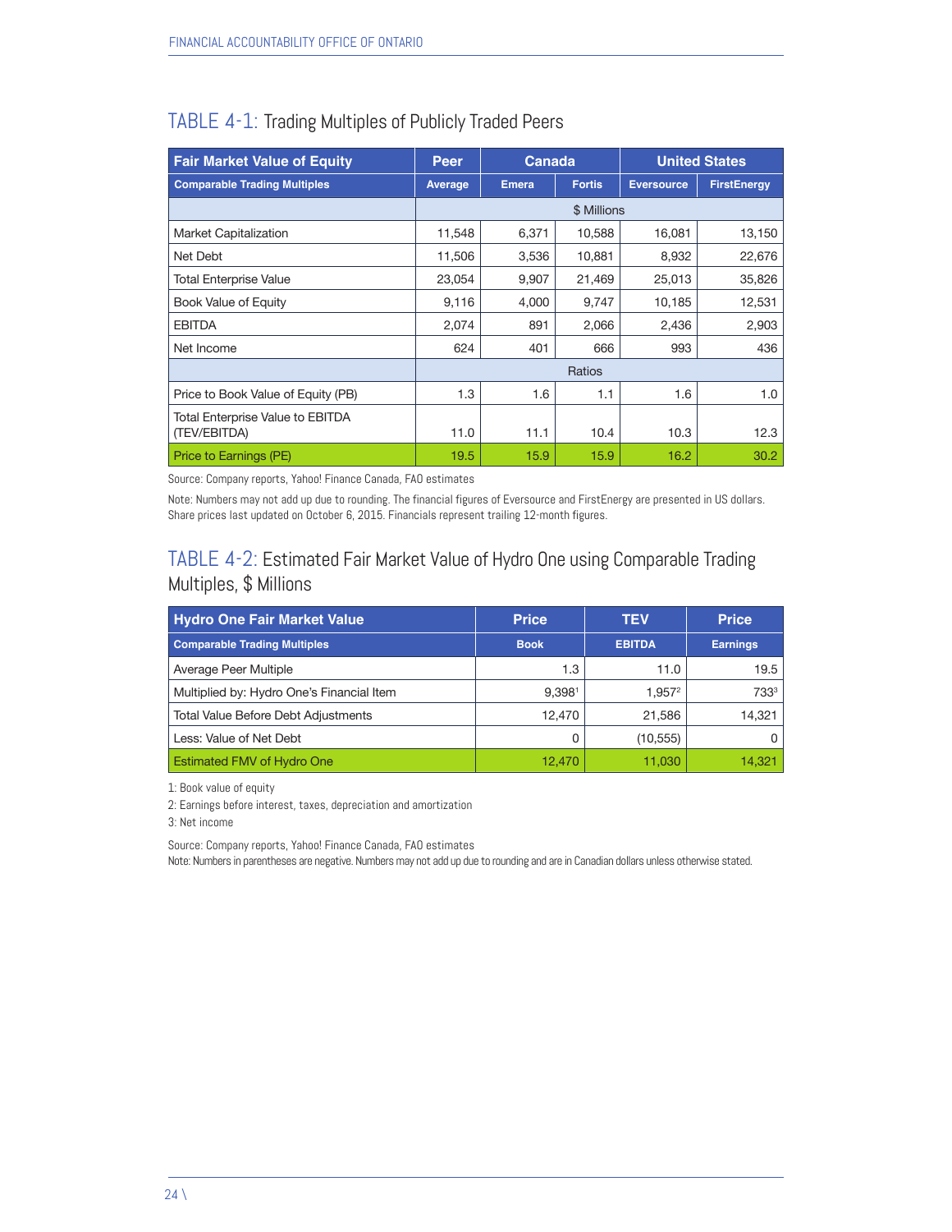## TABLE 4-1: Trading Multiples of Publicly Traded Peers

| Fair Market Value of Equity | Peer | Canada | | United States | |
|---|---|---|---|---|---|
| **Comparable Trading Multiples** | **Average** | **Emera** | **Fortis** | **Eversource** | **FirstEnergy** |
| | $ Millions | | | | |
| Market Capitalization | 11,548 | 6,371 | 10,588 | 16,081 | 13,150 |
| Net Debt | 11,506 | 3,536 | 10,881 | 8,932 | 22,676 |
| Total Enterprise Value | 23,054 | 9,907 | 21,469 | 25,013 | 35,826 |
| Book Value of Equity | 9,116 | 4,000 | 9,747 | 10,185 | 12,531 |
| EBITDA | 2,074 | 891 | 2,066 | 2,436 | 2,903 |
| Net Income | 624 | 401 | 666 | 993 | 436 |
| | Ratios | | | | |
| Price to Book Value of Equity (PB) | 1.3 | 1.6 | 1.1 | 1.6 | 1.0 |
| Total Enterprise Value to EBITDA (TEV/EBITDA) | 11.0 | 11.1 | 10.4 | 10.3 | 12.3 |
| Price to Earnings (PE) | 19.5 | 15.9 | 15.9 | 16.2 | 30.2 |

Source: Company reports, Yahoo! Finance Canada, FAO estimates

Note: Numbers may not add up due to rounding. The financial figures of Eversource and FirstEnergy are presented in US dollars. Share prices last updated on October 6, 2015. Financials represent trailing 12-month figures.

## TABLE 4-2: Estimated Fair Market Value of Hydro One using Comparable Trading Multiples, $ Millions

| Hydro One Fair Market Value | Price | TEV | Price |
|---|---|---|---|
| **Comparable Trading Multiples** | **Book** | **EBITDA** | **Earnings** |
| Average Peer Multiple | 1.3 | 11.0 | 19.5 |
| Multiplied by: Hydro One's Financial Item | 9,398[1] | 1,957[2] | 733[3] |
| Total Value Before Debt Adjustments | 12,470 | 21,586 | 14,321 |
| Less: Value of Net Debt | 0 | (10,555) | 0 |
| Estimated FMV of Hydro One | 12,470 | 11,030 | 14,321 |

1: Book value of equity

2: Earnings before interest, taxes, depreciation and amortization

3: Net income

Source: Company reports, Yahoo! Finance Canada, FAO estimates

Note: Numbers in parentheses are negative. Numbers may not add up due to rounding and are in Canadian dollars unless otherwise stated.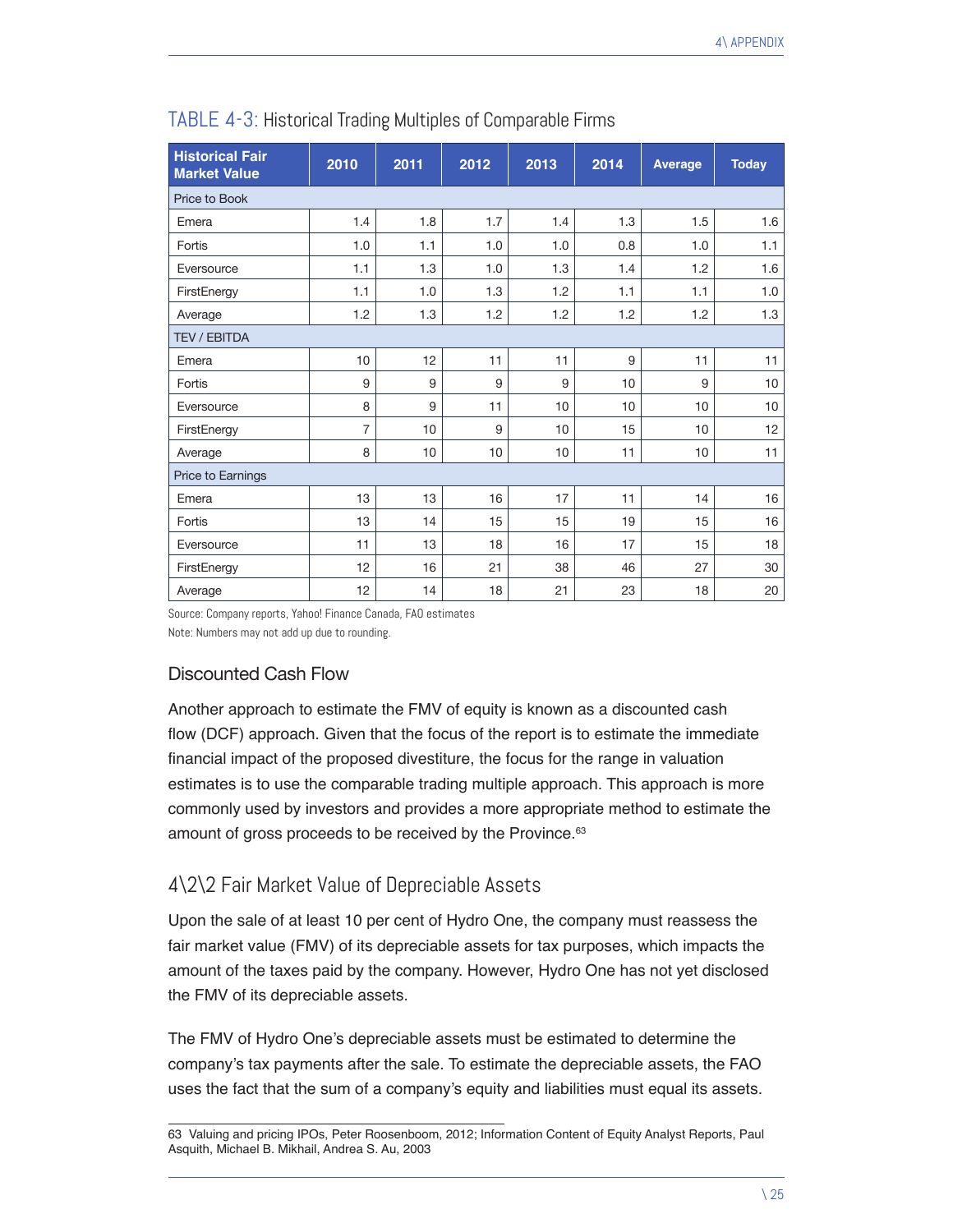TABLE 4-3: Historical Trading Multiples of Comparable Firms

| Historical Fair Market Value | 2010 | 2011 | 2012 | 2013 | 2014 | Average | Today |
|---|---|---|---|---|---|---|---|
| Price to Book | | | | | | | |
| Emera | 1.4 | 1.8 | 1.7 | 1.4 | 1.3 | 1.5 | 1.6 |
| Fortis | 1.0 | 1.1 | 1.0 | 1.0 | 0.8 | 1.0 | 1.1 |
| Eversource | 1.1 | 1.3 | 1.0 | 1.3 | 1.4 | 1.2 | 1.6 |
| FirstEnergy | 1.1 | 1.0 | 1.3 | 1.2 | 1.1 | 1.1 | 1.0 |
| Average | 1.2 | 1.3 | 1.2 | 1.2 | 1.2 | 1.2 | 1.3 |
| TEV / EBITDA | | | | | | | |
| Emera | 10 | 12 | 11 | 11 | 9 | 11 | 11 |
| Fortis | 9 | 9 | 9 | 9 | 10 | 9 | 10 |
| Eversource | 8 | 9 | 11 | 10 | 10 | 10 | 10 |
| FirstEnergy | 7 | 10 | 9 | 10 | 15 | 10 | 12 |
| Average | 8 | 10 | 10 | 10 | 11 | 10 | 11 |
| Price to Earnings | | | | | | | |
| Emera | 13 | 13 | 16 | 17 | 11 | 14 | 16 |
| Fortis | 13 | 14 | 15 | 15 | 19 | 15 | 16 |
| Eversource | 11 | 13 | 18 | 16 | 17 | 15 | 18 |
| FirstEnergy | 12 | 16 | 21 | 38 | 46 | 27 | 30 |
| Average | 12 | 14 | 18 | 21 | 23 | 18 | 20 |

Source: Company reports, Yahoo! Finance Canada, FAO estimates

Note: Numbers may not add up due to rounding.

### Discounted Cash Flow

Another approach to estimate the FMV of equity is known as a discounted cash flow (DCF) approach. Given that the focus of the report is to estimate the immediate financial impact of the proposed divestiture, the focus for the range in valuation estimates is to use the comparable trading multiple approach. This approach is more commonly used by investors and provides a more appropriate method to estimate the amount of gross proceeds to be received by the Province.[63]

## 4\2\2 Fair Market Value of Depreciable Assets

Upon the sale of at least 10 per cent of Hydro One, the company must reassess the fair market value (FMV) of its depreciable assets for tax purposes, which impacts the amount of the taxes paid by the company. However, Hydro One has not yet disclosed the FMV of its depreciable assets.

The FMV of Hydro One's depreciable assets must be estimated to determine the company's tax payments after the sale. To estimate the depreciable assets, the FAO uses the fact that the sum of a company's equity and liabilities must equal its assets.

63 Valuing and pricing IPOs, Peter Roosenboom, 2012; Information Content of Equity Analyst Reports, Paul Asquith, Michael B. Mikhail, Andrea S. Au, 2003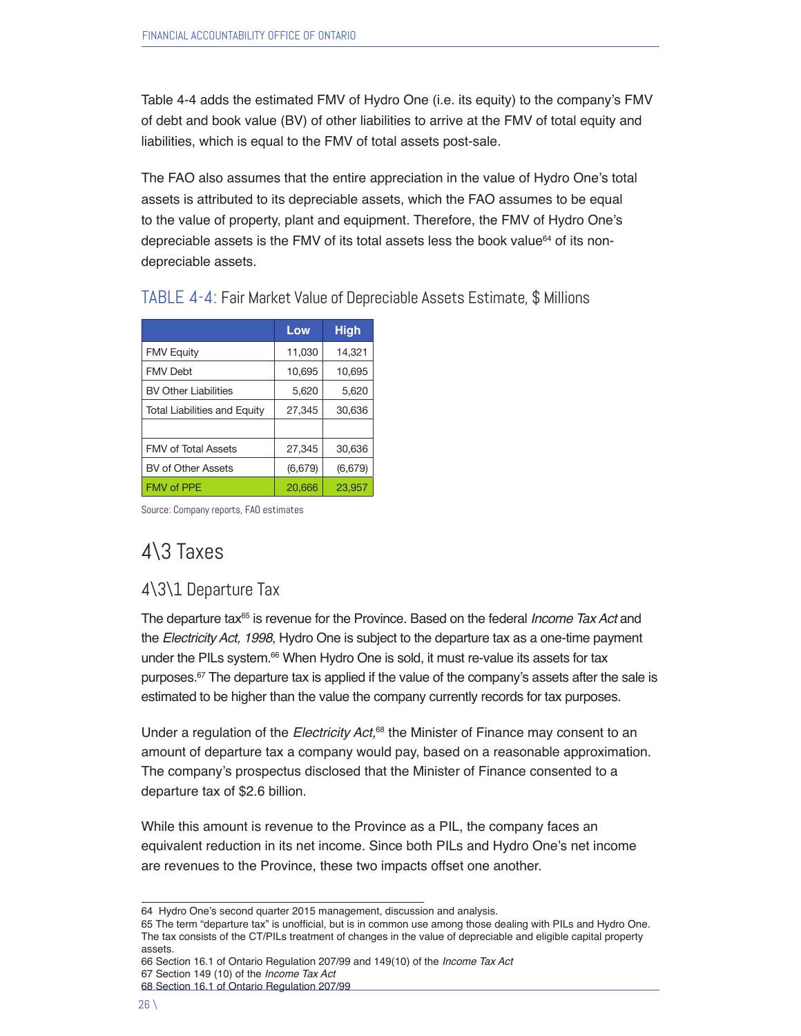Table 4-4 adds the estimated FMV of Hydro One (i.e. its equity) to the company's FMV of debt and book value (BV) of other liabilities to arrive at the FMV of total equity and liabilities, which is equal to the FMV of total assets post-sale.

The FAO also assumes that the entire appreciation in the value of Hydro One's total assets is attributed to its depreciable assets, which the FAO assumes to be equal to the value of property, plant and equipment. Therefore, the FMV of Hydro One's depreciable assets is the FMV of its total assets less the book value[64] of its non-depreciable assets.

TABLE 4-4: Fair Market Value of Depreciable Assets Estimate, $ Millions

| | Low | High |
|---|---|---|
| FMV Equity | 11,030 | 14,321 |
| FMV Debt | 10,695 | 10,695 |
| BV Other Liabilities | 5,620 | 5,620 |
| Total Liabilities and Equity | 27,345 | 30,636 |
| | | |
| FMV of Total Assets | 27,345 | 30,636 |
| BV of Other Assets | (6,679) | (6,679) |
| FMV of PPE | 20,666 | 23,957 |

Source: Company reports, FAO estimates

## 4\3 Taxes

### 4\3\1 Departure Tax

The departure tax[65] is revenue for the Province. Based on the federal *Income Tax Act* and the *Electricity Act, 1998*, Hydro One is subject to the departure tax as a one-time payment under the PILs system.[66] When Hydro One is sold, it must re-value its assets for tax purposes.[67] The departure tax is applied if the value of the company's assets after the sale is estimated to be higher than the value the company currently records for tax purposes.

Under a regulation of the *Electricity Act,*[68] the Minister of Finance may consent to an amount of departure tax a company would pay, based on a reasonable approximation. The company's prospectus disclosed that the Minister of Finance consented to a departure tax of $2.6 billion.

While this amount is revenue to the Province as a PIL, the company faces an equivalent reduction in its net income. Since both PILs and Hydro One's net income are revenues to the Province, these two impacts offset one another.

---

64 Hydro One's second quarter 2015 management, discussion and analysis.

65 The term "departure tax" is unofficial, but is in common use among those dealing with PILs and Hydro One. The tax consists of the CT/PILs treatment of changes in the value of depreciable and eligible capital property assets.

66 Section 16.1 of Ontario Regulation 207/99 and 149(10) of the *Income Tax Act*

67 Section 149 (10) of the *Income Tax Act*

68 Section 16.1 of Ontario Regulation 207/99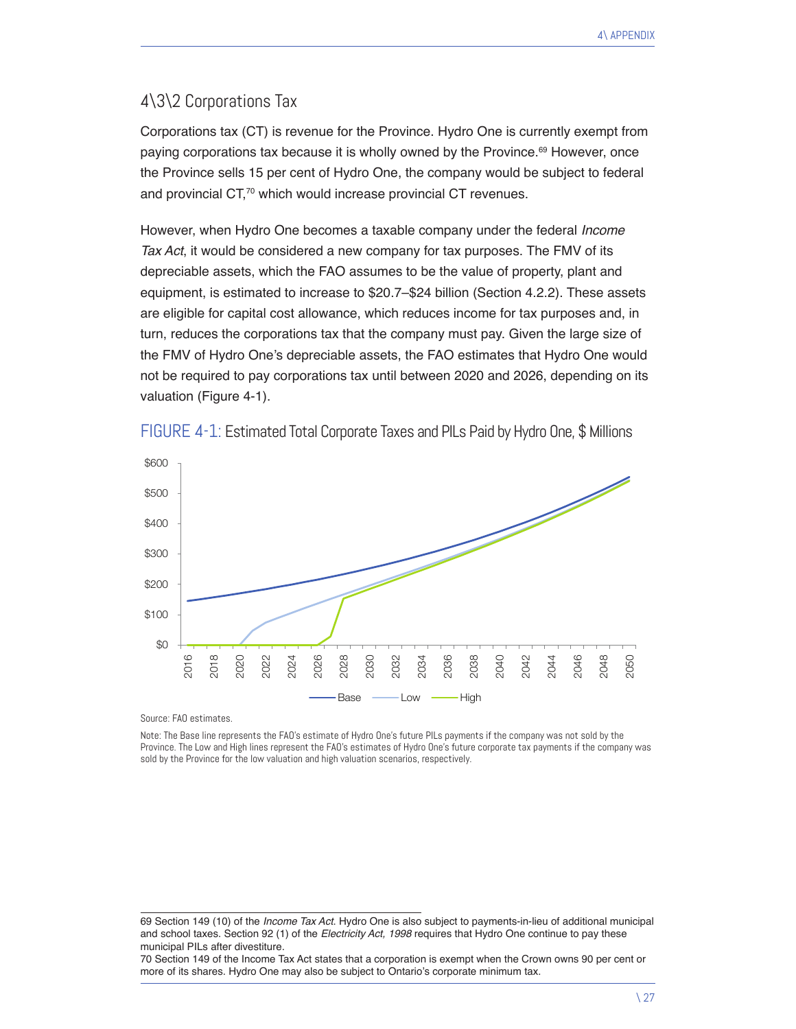## 4\3\2 Corporations Tax

Corporations tax (CT) is revenue for the Province. Hydro One is currently exempt from paying corporations tax because it is wholly owned by the Province.[69] However, once the Province sells 15 per cent of Hydro One, the company would be subject to federal and provincial CT,[70] which would increase provincial CT revenues.

However, when Hydro One becomes a taxable company under the federal *Income Tax Act*, it would be considered a new company for tax purposes. The FMV of its depreciable assets, which the FAO assumes to be the value of property, plant and equipment, is estimated to increase to $20.7–$24 billion (Section 4.2.2). These assets are eligible for capital cost allowance, which reduces income for tax purposes and, in turn, reduces the corporations tax that the company must pay. Given the large size of the FMV of Hydro One's depreciable assets, the FAO estimates that Hydro One would not be required to pay corporations tax until between 2020 and 2026, depending on its valuation (Figure 4-1).

FIGURE 4-1: Estimated Total Corporate Taxes and PILs Paid by Hydro One, $ Millions

Source: FAO estimates.

Note: The Base line represents the FAO's estimate of Hydro One's future PILs payments if the company was not sold by the Province. The Low and High lines represent the FAO's estimates of Hydro One's future corporate tax payments if the company was sold by the Province for the low valuation and high valuation scenarios, respectively.

---

69 Section 149 (10) of the *Income Tax Act*. Hydro One is also subject to payments-in-lieu of additional municipal and school taxes. Section 92 (1) of the *Electricity Act, 1998* requires that Hydro One continue to pay these municipal PILs after divestiture.

70 Section 149 of the Income Tax Act states that a corporation is exempt when the Crown owns 90 per cent or more of its shares. Hydro One may also be subject to Ontario's corporate minimum tax.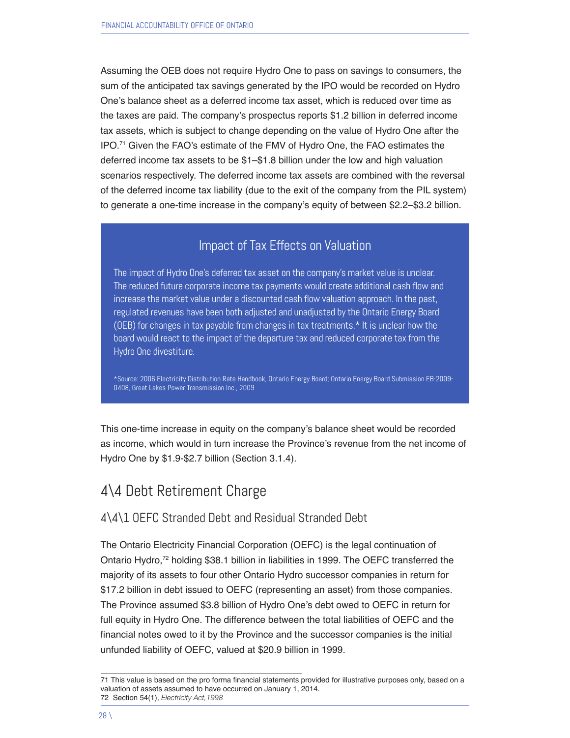Assuming the OEB does not require Hydro One to pass on savings to consumers, the sum of the anticipated tax savings generated by the IPO would be recorded on Hydro One's balance sheet as a deferred income tax asset, which is reduced over time as the taxes are paid. The company's prospectus reports $1.2 billion in deferred income tax assets, which is subject to change depending on the value of Hydro One after the IPO.[71] Given the FAO's estimate of the FMV of Hydro One, the FAO estimates the deferred income tax assets to be $1–$1.8 billion under the low and high valuation scenarios respectively. The deferred income tax assets are combined with the reversal of the deferred income tax liability (due to the exit of the company from the PIL system) to generate a one-time increase in the company's equity of between $2.2–$3.2 billion.

> **Impact of Tax Effects on Valuation**
>
> The impact of Hydro One's deferred tax asset on the company's market value is unclear. The reduced future corporate income tax payments would create additional cash flow and increase the market value under a discounted cash flow valuation approach. In the past, regulated revenues have been both adjusted and unadjusted by the Ontario Energy Board (OEB) for changes in tax payable from changes in tax treatments.* It is unclear how the board would react to the impact of the departure tax and reduced corporate tax from the Hydro One divestiture.
>
> *Source: 2006 Electricity Distribution Rate Handbook, Ontario Energy Board; Ontario Energy Board Submission EB-2009-0408, Great Lakes Power Transmission Inc., 2009

This one-time increase in equity on the company's balance sheet would be recorded as income, which in turn increase the Province's revenue from the net income of Hydro One by $1.9-$2.7 billion (Section 3.1.4).

## 4\4 Debt Retirement Charge

### 4\4\1 OEFC Stranded Debt and Residual Stranded Debt

The Ontario Electricity Financial Corporation (OEFC) is the legal continuation of Ontario Hydro,[72] holding $38.1 billion in liabilities in 1999. The OEFC transferred the majority of its assets to four other Ontario Hydro successor companies in return for $17.2 billion in debt issued to OEFC (representing an asset) from those companies. The Province assumed $3.8 billion of Hydro One's debt owed to OEFC in return for full equity in Hydro One. The difference between the total liabilities of OEFC and the financial notes owed to it by the Province and the successor companies is the initial unfunded liability of OEFC, valued at $20.9 billion in 1999.

---

71 This value is based on the pro forma financial statements provided for illustrative purposes only, based on a valuation of assets assumed to have occurred on January 1, 2014.

72 Section 54(1), *Electricity Act, 1998*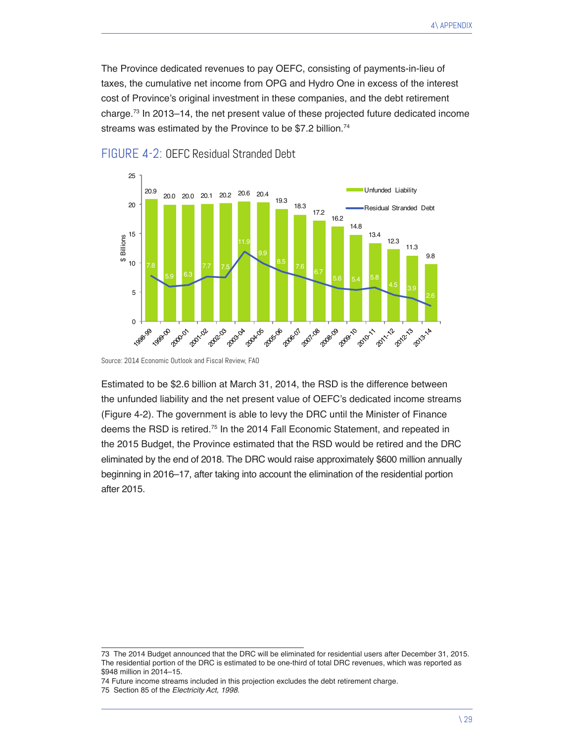The Province dedicated revenues to pay OEFC, consisting of payments-in-lieu of taxes, the cumulative net income from OPG and Hydro One in excess of the interest cost of Province's original investment in these companies, and the debt retirement charge.[73] In 2013–14, the net present value of these projected future dedicated income streams was estimated by the Province to be $7.2 billion.[74]

## FIGURE 4-2: OEFC Residual Stranded Debt

| Year | Unfunded Liability ($ Billions) | Residual Stranded Debt ($ Billions) |
|---|---|---|
| 1998-99 | 20.9 | 7.8 |
| 1999-00 | 20.0 | 5.9 |
| 2000-01 | 20.0 | 6.3 |
| 2001-02 | 20.1 | 7.7 |
| 2002-03 | 20.2 | 7.5 |
| 2003-04 | 20.6 | 11.9 |
| 2004-05 | 20.4 | 9.9 |
| 2005-06 | 19.3 | 8.5 |
| 2006-07 | 18.3 | 7.6 |
| 2007-08 | 17.2 | 6.7 |
| 2008-09 | 16.2 | 5.6 |
| 2009-10 | 14.8 | 5.4 |
| 2010-11 | 13.4 | 5.8 |
| 2011-12 | 12.3 | 4.5 |
| 2012-13 | 11.3 | 3.9 |
| 2013-14 | 9.8 | 2.6 |

Source: 2014 Economic Outlook and Fiscal Review, FAO

Estimated to be $2.6 billion at March 31, 2014, the RSD is the difference between the unfunded liability and the net present value of OEFC's dedicated income streams (Figure 4-2). The government is able to levy the DRC until the Minister of Finance deems the RSD is retired.[75] In the 2014 Fall Economic Statement, and repeated in the 2015 Budget, the Province estimated that the RSD would be retired and the DRC eliminated by the end of 2018. The DRC would raise approximately $600 million annually beginning in 2016–17, after taking into account the elimination of the residential portion after 2015.

---

73 The 2014 Budget announced that the DRC will be eliminated for residential users after December 31, 2015. The residential portion of the DRC is estimated to be one-third of total DRC revenues, which was reported as $948 million in 2014–15.

74 Future income streams included in this projection excludes the debt retirement charge.

75 Section 85 of the *Electricity Act, 1998*.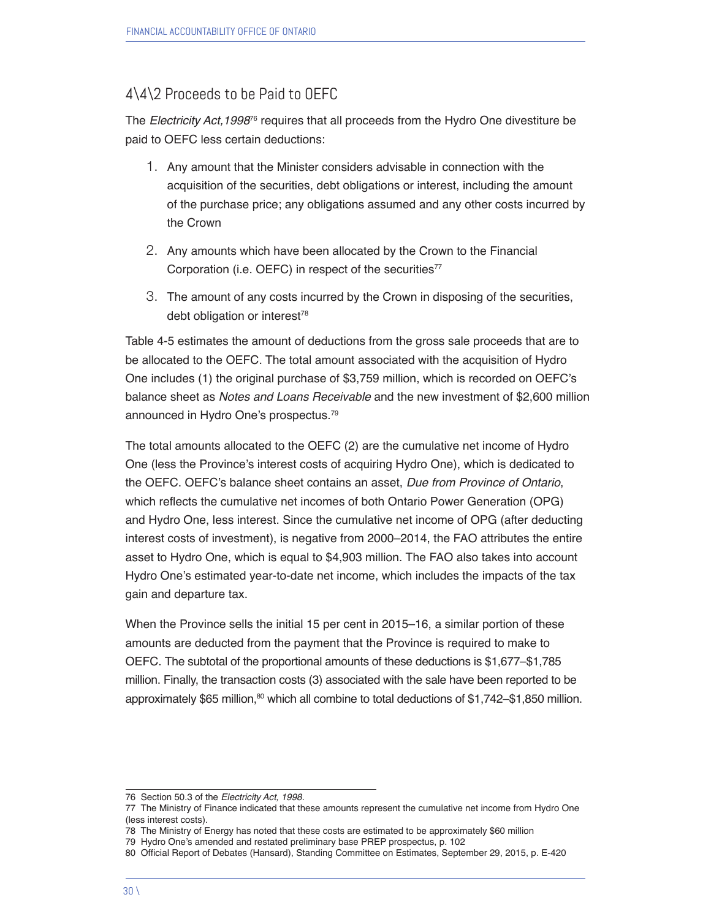## 4\4\2 Proceeds to be Paid to OEFC

The *Electricity Act,1998*[76] requires that all proceeds from the Hydro One divestiture be paid to OEFC less certain deductions:

1. Any amount that the Minister considers advisable in connection with the acquisition of the securities, debt obligations or interest, including the amount of the purchase price; any obligations assumed and any other costs incurred by the Crown
2. Any amounts which have been allocated by the Crown to the Financial Corporation (i.e. OEFC) in respect of the securities[77]
3. The amount of any costs incurred by the Crown in disposing of the securities, debt obligation or interest[78]

Table 4-5 estimates the amount of deductions from the gross sale proceeds that are to be allocated to the OEFC. The total amount associated with the acquisition of Hydro One includes (1) the original purchase of $3,759 million, which is recorded on OEFC's balance sheet as *Notes and Loans Receivable* and the new investment of $2,600 million announced in Hydro One's prospectus.[79]

The total amounts allocated to the OEFC (2) are the cumulative net income of Hydro One (less the Province's interest costs of acquiring Hydro One), which is dedicated to the OEFC. OEFC's balance sheet contains an asset, *Due from Province of Ontario*, which reflects the cumulative net incomes of both Ontario Power Generation (OPG) and Hydro One, less interest. Since the cumulative net income of OPG (after deducting interest costs of investment), is negative from 2000–2014, the FAO attributes the entire asset to Hydro One, which is equal to $4,903 million. The FAO also takes into account Hydro One's estimated year-to-date net income, which includes the impacts of the tax gain and departure tax.

When the Province sells the initial 15 per cent in 2015–16, a similar portion of these amounts are deducted from the payment that the Province is required to make to OEFC. The subtotal of the proportional amounts of these deductions is $1,677–$1,785 million. Finally, the transaction costs (3) associated with the sale have been reported to be approximately $65 million,[80] which all combine to total deductions of $1,742–$1,850 million.

---

76 Section 50.3 of the *Electricity Act, 1998*.

77 The Ministry of Finance indicated that these amounts represent the cumulative net income from Hydro One (less interest costs).

78 The Ministry of Energy has noted that these costs are estimated to be approximately $60 million

79 Hydro One's amended and restated preliminary base PREP prospectus, p. 102

80 Official Report of Debates (Hansard), Standing Committee on Estimates, September 29, 2015, p. E-420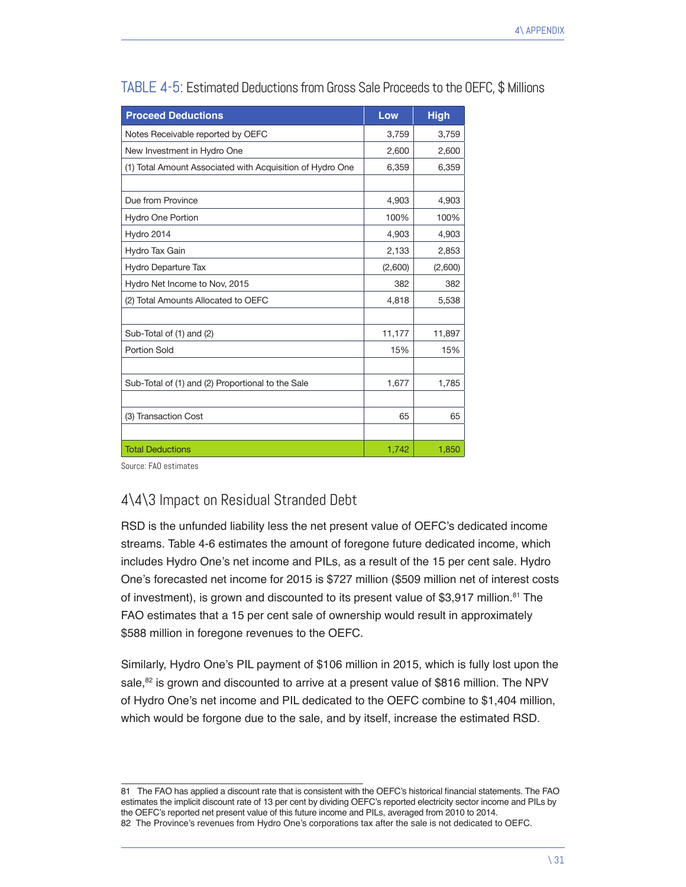TABLE 4-5: Estimated Deductions from Gross Sale Proceeds to the OEFC, $ Millions

| Proceed Deductions | Low | High |
|---|---|---|
| Notes Receivable reported by OEFC | 3,759 | 3,759 |
| New Investment in Hydro One | 2,600 | 2,600 |
| (1) Total Amount Associated with Acquisition of Hydro One | 6,359 | 6,359 |
| | | |
| Due from Province | 4,903 | 4,903 |
| Hydro One Portion | 100% | 100% |
| Hydro 2014 | 4,903 | 4,903 |
| Hydro Tax Gain | 2,133 | 2,853 |
| Hydro Departure Tax | (2,600) | (2,600) |
| Hydro Net Income to Nov, 2015 | 382 | 382 |
| (2) Total Amounts Allocated to OEFC | 4,818 | 5,538 |
| | | |
| Sub-Total of (1) and (2) | 11,177 | 11,897 |
| Portion Sold | 15% | 15% |
| | | |
| Sub-Total of (1) and (2) Proportional to the Sale | 1,677 | 1,785 |
| | | |
| (3) Transaction Cost | 65 | 65 |
| | | |
| **Total Deductions** | **1,742** | **1,850** |

Source: FAO estimates

## 4\4\3 Impact on Residual Stranded Debt

RSD is the unfunded liability less the net present value of OEFC's dedicated income streams. Table 4-6 estimates the amount of foregone future dedicated income, which includes Hydro One's net income and PILs, as a result of the 15 per cent sale. Hydro One's forecasted net income for 2015 is $727 million ($509 million net of interest costs of investment), is grown and discounted to its present value of $3,917 million.[81] The FAO estimates that a 15 per cent sale of ownership would result in approximately $588 million in foregone revenues to the OEFC.

Similarly, Hydro One's PIL payment of $106 million in 2015, which is fully lost upon the sale,[82] is grown and discounted to arrive at a present value of $816 million. The NPV of Hydro One's net income and PIL dedicated to the OEFC combine to $1,404 million, which would be forgone due to the sale, and by itself, increase the estimated RSD.

---

81 The FAO has applied a discount rate that is consistent with the OEFC's historical financial statements. The FAO estimates the implicit discount rate of 13 per cent by dividing OEFC's reported electricity sector income and PILs by the OEFC's reported net present value of this future income and PILs, averaged from 2010 to 2014.

82 The Province's revenues from Hydro One's corporations tax after the sale is not dedicated to OEFC.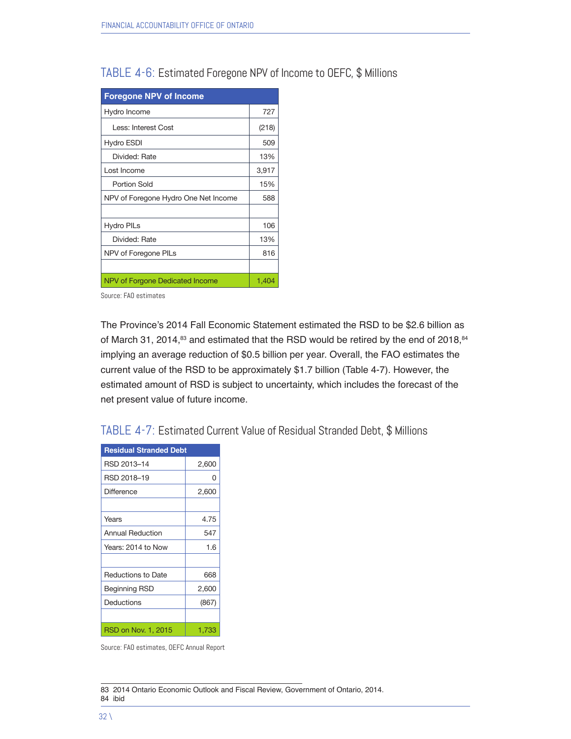## TABLE 4-6: Estimated Foregone NPV of Income to OEFC, $ Millions

| Foregone NPV of Income | |
|---|---|
| Hydro Income | 727 |
| Less: Interest Cost | (218) |
| Hydro ESDI | 509 |
| Divided: Rate | 13% |
| Lost Income | 3,917 |
| Portion Sold | 15% |
| NPV of Foregone Hydro One Net Income | 588 |
| | |
| Hydro PILs | 106 |
| Divided: Rate | 13% |
| NPV of Foregone PILs | 816 |
| | |
| NPV of Forgone Dedicated Income | 1,404 |

Source: FAO estimates

The Province's 2014 Fall Economic Statement estimated the RSD to be $2.6 billion as of March 31, 2014,[83] and estimated that the RSD would be retired by the end of 2018,[84] implying an average reduction of $0.5 billion per year. Overall, the FAO estimates the current value of the RSD to be approximately $1.7 billion (Table 4-7). However, the estimated amount of RSD is subject to uncertainty, which includes the forecast of the net present value of future income.

## TABLE 4-7: Estimated Current Value of Residual Stranded Debt, $ Millions

| Residual Stranded Debt | |
|---|---|
| RSD 2013–14 | 2,600 |
| RSD 2018–19 | 0 |
| Difference | 2,600 |
| | |
| Years | 4.75 |
| Annual Reduction | 547 |
| Years: 2014 to Now | 1.6 |
| | |
| Reductions to Date | 668 |
| Beginning RSD | 2,600 |
| Deductions | (867) |
| | |
| RSD on Nov. 1, 2015 | 1,733 |

Source: FAO estimates, OEFC Annual Report

83 2014 Ontario Economic Outlook and Fiscal Review, Government of Ontario, 2014.
84 ibid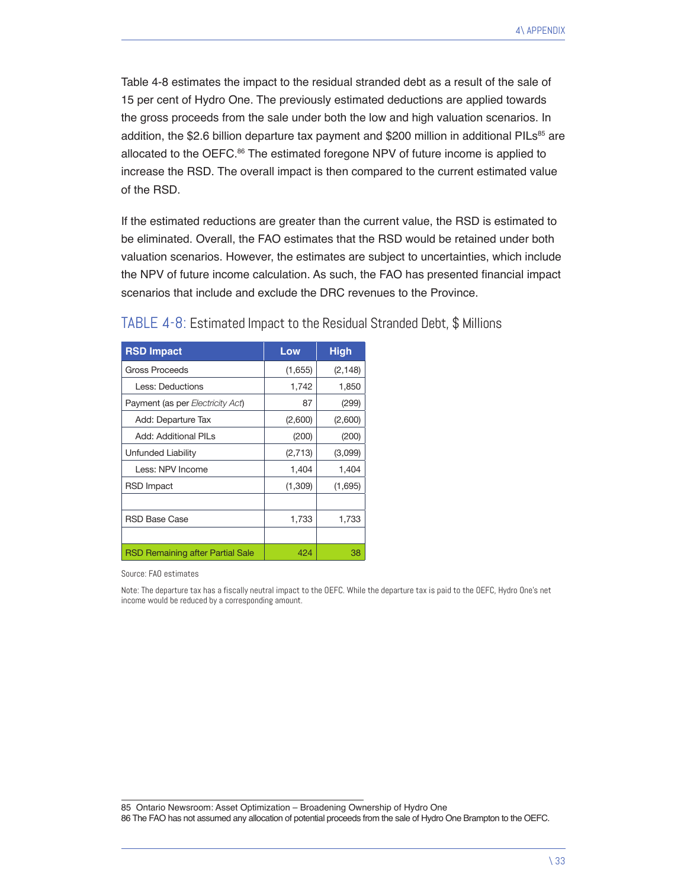Table 4-8 estimates the impact to the residual stranded debt as a result of the sale of 15 per cent of Hydro One. The previously estimated deductions are applied towards the gross proceeds from the sale under both the low and high valuation scenarios. In addition, the $2.6 billion departure tax payment and $200 million in additional PILs[85] are allocated to the OEFC.[86] The estimated foregone NPV of future income is applied to increase the RSD. The overall impact is then compared to the current estimated value of the RSD.

If the estimated reductions are greater than the current value, the RSD is estimated to be eliminated. Overall, the FAO estimates that the RSD would be retained under both valuation scenarios. However, the estimates are subject to uncertainties, which include the NPV of future income calculation. As such, the FAO has presented financial impact scenarios that include and exclude the DRC revenues to the Province.

## TABLE 4-8: Estimated Impact to the Residual Stranded Debt, $ Millions

| RSD Impact | Low | High |
|---|---|---|
| Gross Proceeds | (1,655) | (2,148) |
| Less: Deductions | 1,742 | 1,850 |
| Payment (as per *Electricity Act*) | 87 | (299) |
| Add: Departure Tax | (2,600) | (2,600) |
| Add: Additional PILs | (200) | (200) |
| Unfunded Liability | (2,713) | (3,099) |
| Less: NPV Income | 1,404 | 1,404 |
| RSD Impact | (1,309) | (1,695) |
| | | |
| RSD Base Case | 1,733 | 1,733 |
| | | |
| RSD Remaining after Partial Sale | 424 | 38 |

Source: FAO estimates

Note: The departure tax has a fiscally neutral impact to the OEFC. While the departure tax is paid to the OEFC, Hydro One's net income would be reduced by a corresponding amount.

---

85 Ontario Newsroom: Asset Optimization – Broadening Ownership of Hydro One

86 The FAO has not assumed any allocation of potential proceeds from the sale of Hydro One Brampton to the OEFC.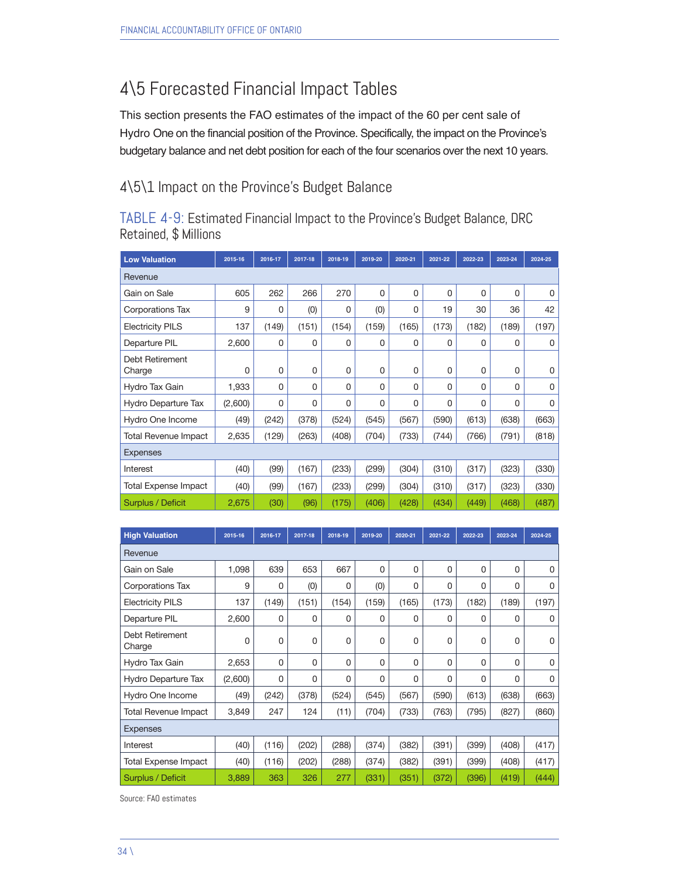## 4\5 Forecasted Financial Impact Tables

This section presents the FAO estimates of the impact of the 60 per cent sale of Hydro One on the financial position of the Province. Specifically, the impact on the Province's budgetary balance and net debt position for each of the four scenarios over the next 10 years.

### 4\5\1 Impact on the Province's Budget Balance

TABLE 4-9: Estimated Financial Impact to the Province's Budget Balance, DRC Retained, $ Millions

| Low Valuation | 2015-16 | 2016-17 | 2017-18 | 2018-19 | 2019-20 | 2020-21 | 2021-22 | 2022-23 | 2023-24 | 2024-25 |
|---|---|---|---|---|---|---|---|---|---|---|
| Revenue | | | | | | | | | | |
| Gain on Sale | 605 | 262 | 266 | 270 | 0 | 0 | 0 | 0 | 0 | 0 |
| Corporations Tax | 9 | 0 | (0) | 0 | (0) | 0 | 19 | 30 | 36 | 42 |
| Electricity PILS | 137 | (149) | (151) | (154) | (159) | (165) | (173) | (182) | (189) | (197) |
| Departure PIL | 2,600 | 0 | 0 | 0 | 0 | 0 | 0 | 0 | 0 | 0 |
| Debt Retirement Charge | 0 | 0 | 0 | 0 | 0 | 0 | 0 | 0 | 0 | 0 |
| Hydro Tax Gain | 1,933 | 0 | 0 | 0 | 0 | 0 | 0 | 0 | 0 | 0 |
| Hydro Departure Tax | (2,600) | 0 | 0 | 0 | 0 | 0 | 0 | 0 | 0 | 0 |
| Hydro One Income | (49) | (242) | (378) | (524) | (545) | (567) | (590) | (613) | (638) | (663) |
| Total Revenue Impact | 2,635 | (129) | (263) | (408) | (704) | (733) | (744) | (766) | (791) | (818) |
| Expenses | | | | | | | | | | |
| Interest | (40) | (99) | (167) | (233) | (299) | (304) | (310) | (317) | (323) | (330) |
| Total Expense Impact | (40) | (99) | (167) | (233) | (299) | (304) | (310) | (317) | (323) | (330) |
| Surplus / Deficit | 2,675 | (30) | (96) | (175) | (406) | (428) | (434) | (449) | (468) | (487) |

| High Valuation | 2015-16 | 2016-17 | 2017-18 | 2018-19 | 2019-20 | 2020-21 | 2021-22 | 2022-23 | 2023-24 | 2024-25 |
|---|---|---|---|---|---|---|---|---|---|---|
| Revenue | | | | | | | | | | |
| Gain on Sale | 1,098 | 639 | 653 | 667 | 0 | 0 | 0 | 0 | 0 | 0 |
| Corporations Tax | 9 | 0 | (0) | 0 | (0) | 0 | 0 | 0 | 0 | 0 |
| Electricity PILS | 137 | (149) | (151) | (154) | (159) | (165) | (173) | (182) | (189) | (197) |
| Departure PIL | 2,600 | 0 | 0 | 0 | 0 | 0 | 0 | 0 | 0 | 0 |
| Debt Retirement Charge | 0 | 0 | 0 | 0 | 0 | 0 | 0 | 0 | 0 | 0 |
| Hydro Tax Gain | 2,653 | 0 | 0 | 0 | 0 | 0 | 0 | 0 | 0 | 0 |
| Hydro Departure Tax | (2,600) | 0 | 0 | 0 | 0 | 0 | 0 | 0 | 0 | 0 |
| Hydro One Income | (49) | (242) | (378) | (524) | (545) | (567) | (590) | (613) | (638) | (663) |
| Total Revenue Impact | 3,849 | 247 | 124 | (11) | (704) | (733) | (763) | (795) | (827) | (860) |
| Expenses | | | | | | | | | | |
| Interest | (40) | (116) | (202) | (288) | (374) | (382) | (391) | (399) | (408) | (417) |
| Total Expense Impact | (40) | (116) | (202) | (288) | (374) | (382) | (391) | (399) | (408) | (417) |
| Surplus / Deficit | 3,889 | 363 | 326 | 277 | (331) | (351) | (372) | (396) | (419) | (444) |

Source: FAO estimates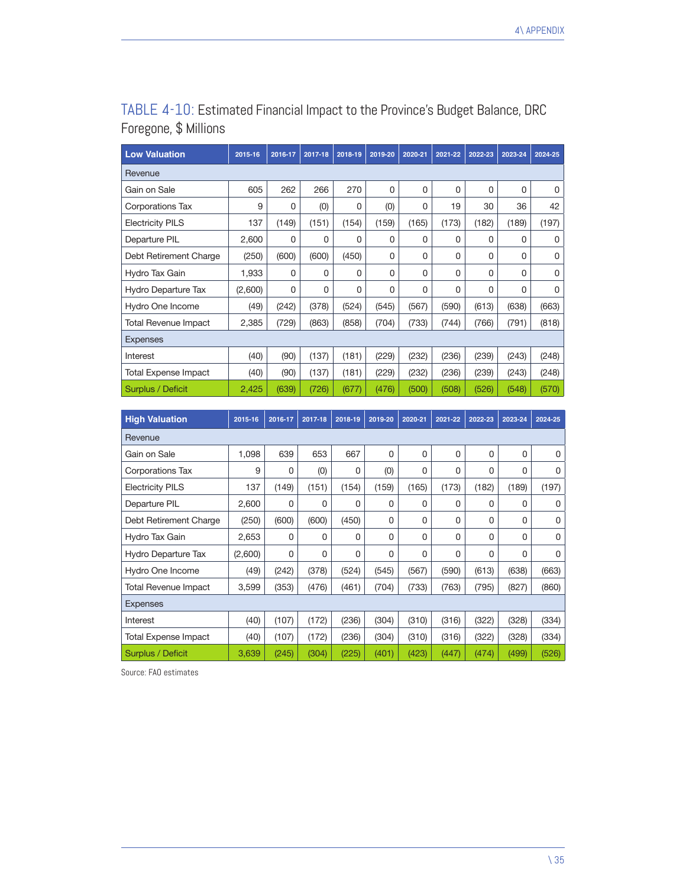## TABLE 4-10: Estimated Financial Impact to the Province's Budget Balance, DRC Foregone, $ Millions

| Low Valuation | 2015-16 | 2016-17 | 2017-18 | 2018-19 | 2019-20 | 2020-21 | 2021-22 | 2022-23 | 2023-24 | 2024-25 |
|---|---|---|---|---|---|---|---|---|---|---|
| Revenue | | | | | | | | | | |
| Gain on Sale | 605 | 262 | 266 | 270 | 0 | 0 | 0 | 0 | 0 | 0 |
| Corporations Tax | 9 | 0 | (0) | 0 | (0) | 0 | 19 | 30 | 36 | 42 |
| Electricity PILS | 137 | (149) | (151) | (154) | (159) | (165) | (173) | (182) | (189) | (197) |
| Departure PIL | 2,600 | 0 | 0 | 0 | 0 | 0 | 0 | 0 | 0 | 0 |
| Debt Retirement Charge | (250) | (600) | (600) | (450) | 0 | 0 | 0 | 0 | 0 | 0 |
| Hydro Tax Gain | 1,933 | 0 | 0 | 0 | 0 | 0 | 0 | 0 | 0 | 0 |
| Hydro Departure Tax | (2,600) | 0 | 0 | 0 | 0 | 0 | 0 | 0 | 0 | 0 |
| Hydro One Income | (49) | (242) | (378) | (524) | (545) | (567) | (590) | (613) | (638) | (663) |
| Total Revenue Impact | 2,385 | (729) | (863) | (858) | (704) | (733) | (744) | (766) | (791) | (818) |
| Expenses | | | | | | | | | | |
| Interest | (40) | (90) | (137) | (181) | (229) | (232) | (236) | (239) | (243) | (248) |
| Total Expense Impact | (40) | (90) | (137) | (181) | (229) | (232) | (236) | (239) | (243) | (248) |
| Surplus / Deficit | 2,425 | (639) | (726) | (677) | (476) | (500) | (508) | (526) | (548) | (570) |

| High Valuation | 2015-16 | 2016-17 | 2017-18 | 2018-19 | 2019-20 | 2020-21 | 2021-22 | 2022-23 | 2023-24 | 2024-25 |
|---|---|---|---|---|---|---|---|---|---|---|
| Revenue | | | | | | | | | | |
| Gain on Sale | 1,098 | 639 | 653 | 667 | 0 | 0 | 0 | 0 | 0 | 0 |
| Corporations Tax | 9 | 0 | (0) | 0 | (0) | 0 | 0 | 0 | 0 | 0 |
| Electricity PILS | 137 | (149) | (151) | (154) | (159) | (165) | (173) | (182) | (189) | (197) |
| Departure PIL | 2,600 | 0 | 0 | 0 | 0 | 0 | 0 | 0 | 0 | 0 |
| Debt Retirement Charge | (250) | (600) | (600) | (450) | 0 | 0 | 0 | 0 | 0 | 0 |
| Hydro Tax Gain | 2,653 | 0 | 0 | 0 | 0 | 0 | 0 | 0 | 0 | 0 |
| Hydro Departure Tax | (2,600) | 0 | 0 | 0 | 0 | 0 | 0 | 0 | 0 | 0 |
| Hydro One Income | (49) | (242) | (378) | (524) | (545) | (567) | (590) | (613) | (638) | (663) |
| Total Revenue Impact | 3,599 | (353) | (476) | (461) | (704) | (733) | (763) | (795) | (827) | (860) |
| Expenses | | | | | | | | | | |
| Interest | (40) | (107) | (172) | (236) | (304) | (310) | (316) | (322) | (328) | (334) |
| Total Expense Impact | (40) | (107) | (172) | (236) | (304) | (310) | (316) | (322) | (328) | (334) |
| Surplus / Deficit | 3,639 | (245) | (304) | (225) | (401) | (423) | (447) | (474) | (499) | (526) |

Source: FAO estimates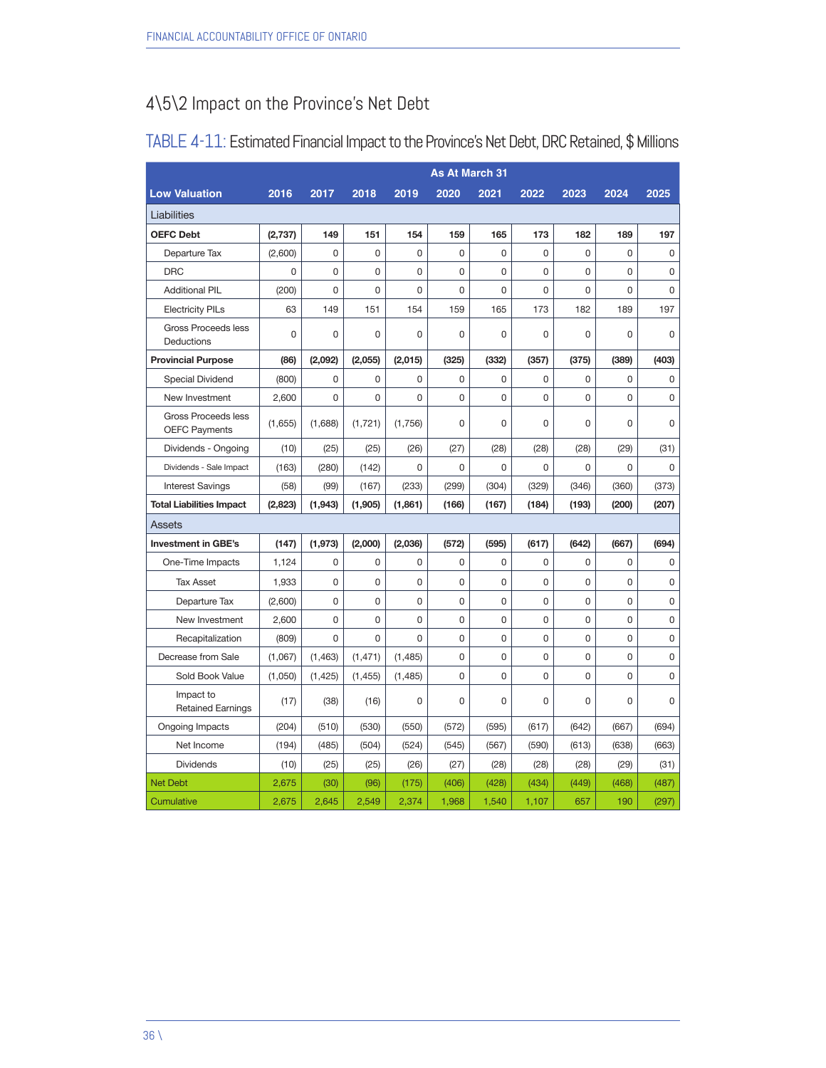## 4\5\2 Impact on the Province's Net Debt

TABLE 4-11: Estimated Financial Impact to the Province's Net Debt, DRC Retained, $ Millions

| | As At March 31 | | | | | | | | | |
|---|---|---|---|---|---|---|---|---|---|---|
| **Low Valuation** | **2016** | **2017** | **2018** | **2019** | **2020** | **2021** | **2022** | **2023** | **2024** | **2025** |
| Liabilities | | | | | | | | | | |
| **OEFC Debt** | **(2,737)** | **149** | **151** | **154** | **159** | **165** | **173** | **182** | **189** | **197** |
| Departure Tax | (2,600) | 0 | 0 | 0 | 0 | 0 | 0 | 0 | 0 | 0 |
| DRC | 0 | 0 | 0 | 0 | 0 | 0 | 0 | 0 | 0 | 0 |
| Additional PIL | (200) | 0 | 0 | 0 | 0 | 0 | 0 | 0 | 0 | 0 |
| Electricity PILs | 63 | 149 | 151 | 154 | 159 | 165 | 173 | 182 | 189 | 197 |
| Gross Proceeds less Deductions | 0 | 0 | 0 | 0 | 0 | 0 | 0 | 0 | 0 | 0 |
| **Provincial Purpose** | **(86)** | **(2,092)** | **(2,055)** | **(2,015)** | **(325)** | **(332)** | **(357)** | **(375)** | **(389)** | **(403)** |
| Special Dividend | (800) | 0 | 0 | 0 | 0 | 0 | 0 | 0 | 0 | 0 |
| New Investment | 2,600 | 0 | 0 | 0 | 0 | 0 | 0 | 0 | 0 | 0 |
| Gross Proceeds less OEFC Payments | (1,655) | (1,688) | (1,721) | (1,756) | 0 | 0 | 0 | 0 | 0 | 0 |
| Dividends - Ongoing | (10) | (25) | (25) | (26) | (27) | (28) | (28) | (28) | (29) | (31) |
| Dividends - Sale Impact | (163) | (280) | (142) | 0 | 0 | 0 | 0 | 0 | 0 | 0 |
| Interest Savings | (58) | (99) | (167) | (233) | (299) | (304) | (329) | (346) | (360) | (373) |
| **Total Liabilities Impact** | **(2,823)** | **(1,943)** | **(1,905)** | **(1,861)** | **(166)** | **(167)** | **(184)** | **(193)** | **(200)** | **(207)** |
| Assets | | | | | | | | | | |
| **Investment in GBE's** | **(147)** | **(1,973)** | **(2,000)** | **(2,036)** | **(572)** | **(595)** | **(617)** | **(642)** | **(667)** | **(694)** |
| One-Time Impacts | 1,124 | 0 | 0 | 0 | 0 | 0 | 0 | 0 | 0 | 0 |
| Tax Asset | 1,933 | 0 | 0 | 0 | 0 | 0 | 0 | 0 | 0 | 0 |
| Departure Tax | (2,600) | 0 | 0 | 0 | 0 | 0 | 0 | 0 | 0 | 0 |
| New Investment | 2,600 | 0 | 0 | 0 | 0 | 0 | 0 | 0 | 0 | 0 |
| Recapitalization | (809) | 0 | 0 | 0 | 0 | 0 | 0 | 0 | 0 | 0 |
| Decrease from Sale | (1,067) | (1,463) | (1,471) | (1,485) | 0 | 0 | 0 | 0 | 0 | 0 |
| Sold Book Value | (1,050) | (1,425) | (1,455) | (1,485) | 0 | 0 | 0 | 0 | 0 | 0 |
| Impact to Retained Earnings | (17) | (38) | (16) | 0 | 0 | 0 | 0 | 0 | 0 | 0 |
| Ongoing Impacts | (204) | (510) | (530) | (550) | (572) | (595) | (617) | (642) | (667) | (694) |
| Net Income | (194) | (485) | (504) | (524) | (545) | (567) | (590) | (613) | (638) | (663) |
| Dividends | (10) | (25) | (25) | (26) | (27) | (28) | (28) | (28) | (29) | (31) |
| Net Debt | 2,675 | (30) | (96) | (175) | (406) | (428) | (434) | (449) | (468) | (487) |
| Cumulative | 2,675 | 2,645 | 2,549 | 2,374 | 1,968 | 1,540 | 1,107 | 657 | 190 | (297) |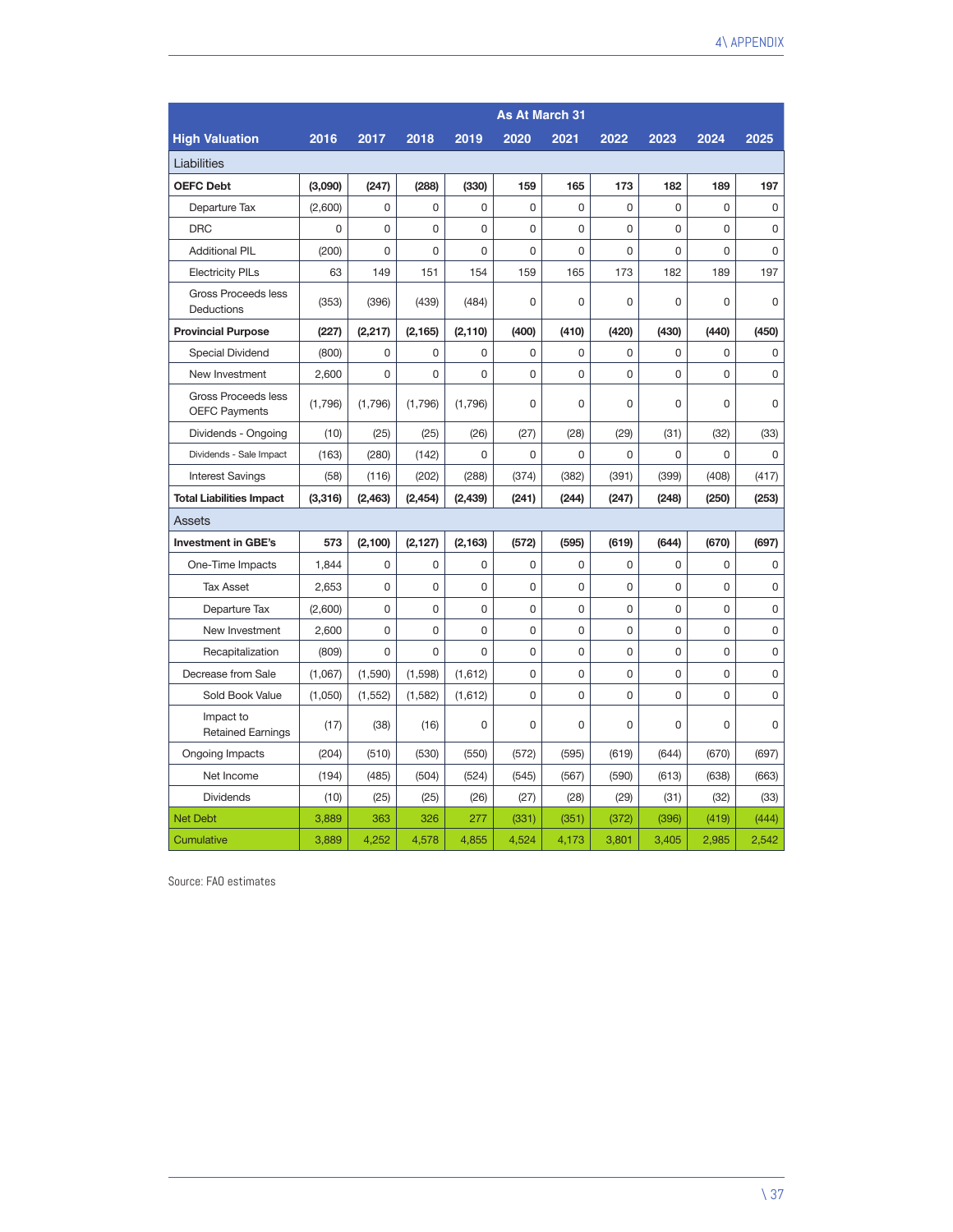| High Valuation | As At March 31 | | | | | | | | | |
|---|---|---|---|---|---|---|---|---|---|---|
| | 2016 | 2017 | 2018 | 2019 | 2020 | 2021 | 2022 | 2023 | 2024 | 2025 |
| Liabilities | | | | | | | | | | |
| **OEFC Debt** | **(3,090)** | **(247)** | **(288)** | **(330)** | **159** | **165** | **173** | **182** | **189** | **197** |
| Departure Tax | (2,600) | 0 | 0 | 0 | 0 | 0 | 0 | 0 | 0 | 0 |
| DRC | 0 | 0 | 0 | 0 | 0 | 0 | 0 | 0 | 0 | 0 |
| Additional PIL | (200) | 0 | 0 | 0 | 0 | 0 | 0 | 0 | 0 | 0 |
| Electricity PILs | 63 | 149 | 151 | 154 | 159 | 165 | 173 | 182 | 189 | 197 |
| Gross Proceeds less Deductions | (353) | (396) | (439) | (484) | 0 | 0 | 0 | 0 | 0 | 0 |
| **Provincial Purpose** | **(227)** | **(2,217)** | **(2,165)** | **(2,110)** | **(400)** | **(410)** | **(420)** | **(430)** | **(440)** | **(450)** |
| Special Dividend | (800) | 0 | 0 | 0 | 0 | 0 | 0 | 0 | 0 | 0 |
| New Investment | 2,600 | 0 | 0 | 0 | 0 | 0 | 0 | 0 | 0 | 0 |
| Gross Proceeds less OEFC Payments | (1,796) | (1,796) | (1,796) | (1,796) | 0 | 0 | 0 | 0 | 0 | 0 |
| Dividends - Ongoing | (10) | (25) | (25) | (26) | (27) | (28) | (29) | (31) | (32) | (33) |
| Dividends - Sale Impact | (163) | (280) | (142) | 0 | 0 | 0 | 0 | 0 | 0 | 0 |
| Interest Savings | (58) | (116) | (202) | (288) | (374) | (382) | (391) | (399) | (408) | (417) |
| **Total Liabilities Impact** | **(3,316)** | **(2,463)** | **(2,454)** | **(2,439)** | **(241)** | **(244)** | **(247)** | **(248)** | **(250)** | **(253)** |
| Assets | | | | | | | | | | |
| **Investment in GBE's** | **573** | **(2,100)** | **(2,127)** | **(2,163)** | **(572)** | **(595)** | **(619)** | **(644)** | **(670)** | **(697)** |
| One-Time Impacts | 1,844 | 0 | 0 | 0 | 0 | 0 | 0 | 0 | 0 | 0 |
| Tax Asset | 2,653 | 0 | 0 | 0 | 0 | 0 | 0 | 0 | 0 | 0 |
| Departure Tax | (2,600) | 0 | 0 | 0 | 0 | 0 | 0 | 0 | 0 | 0 |
| New Investment | 2,600 | 0 | 0 | 0 | 0 | 0 | 0 | 0 | 0 | 0 |
| Recapitalization | (809) | 0 | 0 | 0 | 0 | 0 | 0 | 0 | 0 | 0 |
| Decrease from Sale | (1,067) | (1,590) | (1,598) | (1,612) | 0 | 0 | 0 | 0 | 0 | 0 |
| Sold Book Value | (1,050) | (1,552) | (1,582) | (1,612) | 0 | 0 | 0 | 0 | 0 | 0 |
| Impact to Retained Earnings | (17) | (38) | (16) | 0 | 0 | 0 | 0 | 0 | 0 | 0 |
| Ongoing Impacts | (204) | (510) | (530) | (550) | (572) | (595) | (619) | (644) | (670) | (697) |
| Net Income | (194) | (485) | (504) | (524) | (545) | (567) | (590) | (613) | (638) | (663) |
| Dividends | (10) | (25) | (25) | (26) | (27) | (28) | (29) | (31) | (32) | (33) |
| Net Debt | 3,889 | 363 | 326 | 277 | (331) | (351) | (372) | (396) | (419) | (444) |
| Cumulative | 3,889 | 4,252 | 4,578 | 4,855 | 4,524 | 4,173 | 3,801 | 3,405 | 2,985 | 2,542 |

Source: FAO estimates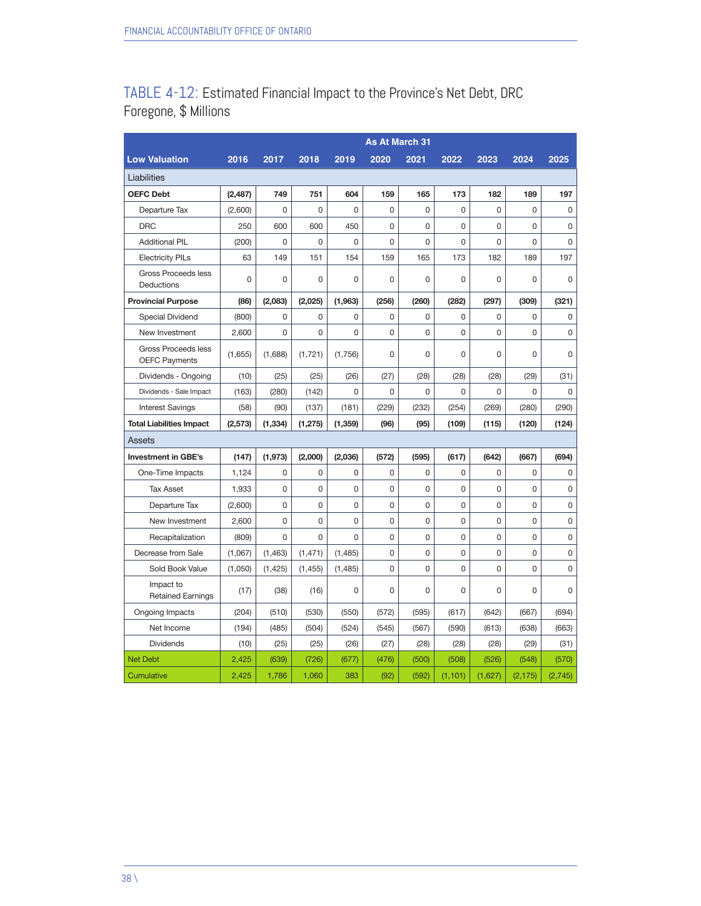## TABLE 4-12: Estimated Financial Impact to the Province's Net Debt, DRC Foregone, $ Millions

| Low Valuation | 2016 | 2017 | 2018 | 2019 | 2020 | 2021 | 2022 | 2023 | 2024 | 2025 |
|---|---|---|---|---|---|---|---|---|---|---|
| | As At March 31 | | | | | | | | | |
| Liabilities | | | | | | | | | | |
| **OEFC Debt** | **(2,487)** | **749** | **751** | **604** | **159** | **165** | **173** | **182** | **189** | **197** |
| Departure Tax | (2,600) | 0 | 0 | 0 | 0 | 0 | 0 | 0 | 0 | 0 |
| DRC | 250 | 600 | 600 | 450 | 0 | 0 | 0 | 0 | 0 | 0 |
| Additional PIL | (200) | 0 | 0 | 0 | 0 | 0 | 0 | 0 | 0 | 0 |
| Electricity PILs | 63 | 149 | 151 | 154 | 159 | 165 | 173 | 182 | 189 | 197 |
| Gross Proceeds less Deductions | 0 | 0 | 0 | 0 | 0 | 0 | 0 | 0 | 0 | 0 |
| **Provincial Purpose** | **(86)** | **(2,083)** | **(2,025)** | **(1,963)** | **(256)** | **(260)** | **(282)** | **(297)** | **(309)** | **(321)** |
| Special Dividend | (800) | 0 | 0 | 0 | 0 | 0 | 0 | 0 | 0 | 0 |
| New Investment | 2,600 | 0 | 0 | 0 | 0 | 0 | 0 | 0 | 0 | 0 |
| Gross Proceeds less OEFC Payments | (1,655) | (1,688) | (1,721) | (1,756) | 0 | 0 | 0 | 0 | 0 | 0 |
| Dividends - Ongoing | (10) | (25) | (25) | (26) | (27) | (28) | (28) | (28) | (29) | (31) |
| Dividends - Sale Impact | (163) | (280) | (142) | 0 | 0 | 0 | 0 | 0 | 0 | 0 |
| Interest Savings | (58) | (90) | (137) | (181) | (229) | (232) | (254) | (269) | (280) | (290) |
| **Total Liabilities Impact** | **(2,573)** | **(1,334)** | **(1,275)** | **(1,359)** | **(96)** | **(95)** | **(109)** | **(115)** | **(120)** | **(124)** |
| Assets | | | | | | | | | | |
| **Investment in GBE's** | **(147)** | **(1,973)** | **(2,000)** | **(2,036)** | **(572)** | **(595)** | **(617)** | **(642)** | **(667)** | **(694)** |
| One-Time Impacts | 1,124 | 0 | 0 | 0 | 0 | 0 | 0 | 0 | 0 | 0 |
| Tax Asset | 1,933 | 0 | 0 | 0 | 0 | 0 | 0 | 0 | 0 | 0 |
| Departure Tax | (2,600) | 0 | 0 | 0 | 0 | 0 | 0 | 0 | 0 | 0 |
| New Investment | 2,600 | 0 | 0 | 0 | 0 | 0 | 0 | 0 | 0 | 0 |
| Recapitalization | (809) | 0 | 0 | 0 | 0 | 0 | 0 | 0 | 0 | 0 |
| Decrease from Sale | (1,067) | (1,463) | (1,471) | (1,485) | 0 | 0 | 0 | 0 | 0 | 0 |
| Sold Book Value | (1,050) | (1,425) | (1,455) | (1,485) | 0 | 0 | 0 | 0 | 0 | 0 |
| Impact to Retained Earnings | (17) | (38) | (16) | 0 | 0 | 0 | 0 | 0 | 0 | 0 |
| Ongoing Impacts | (204) | (510) | (530) | (550) | (572) | (595) | (617) | (642) | (667) | (694) |
| Net Income | (194) | (485) | (504) | (524) | (545) | (567) | (590) | (613) | (638) | (663) |
| Dividends | (10) | (25) | (25) | (26) | (27) | (28) | (28) | (28) | (29) | (31) |
| Net Debt | 2,425 | (639) | (726) | (677) | (476) | (500) | (508) | (526) | (548) | (570) |
| Cumulative | 2,425 | 1,786 | 1,060 | 383 | (92) | (592) | (1,101) | (1,627) | (2,175) | (2,745) |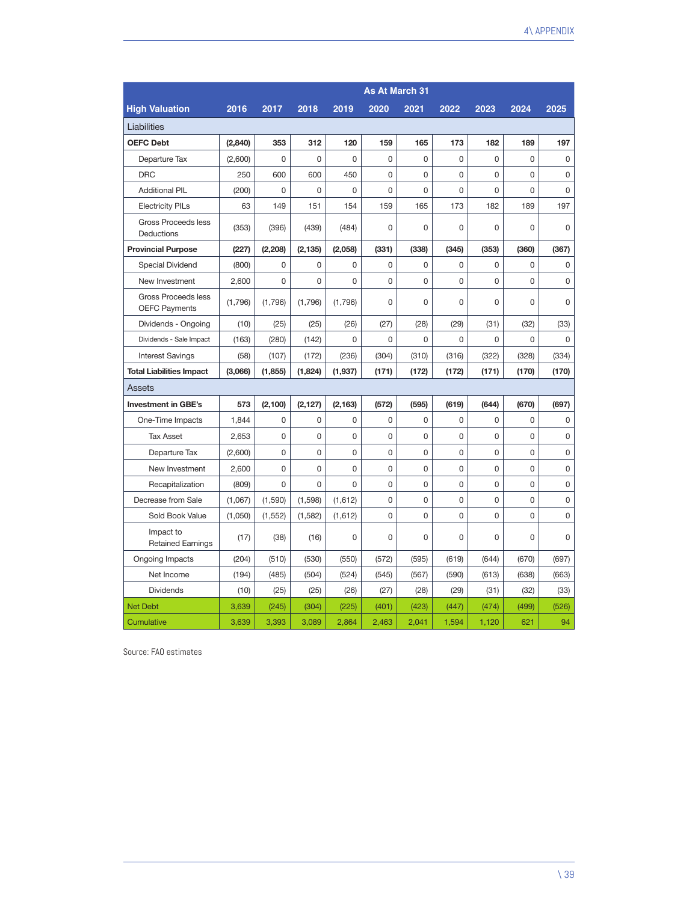| High Valuation | As At March 31 2016 | 2017 | 2018 | 2019 | 2020 | 2021 | 2022 | 2023 | 2024 | 2025 |
|---|---|---|---|---|---|---|---|---|---|---|
| Liabilities | | | | | | | | | | |
| **OEFC Debt** | **(2,840)** | **353** | **312** | **120** | **159** | **165** | **173** | **182** | **189** | **197** |
| Departure Tax | (2,600) | 0 | 0 | 0 | 0 | 0 | 0 | 0 | 0 | 0 |
| DRC | 250 | 600 | 600 | 450 | 0 | 0 | 0 | 0 | 0 | 0 |
| Additional PIL | (200) | 0 | 0 | 0 | 0 | 0 | 0 | 0 | 0 | 0 |
| Electricity PILs | 63 | 149 | 151 | 154 | 159 | 165 | 173 | 182 | 189 | 197 |
| Gross Proceeds less Deductions | (353) | (396) | (439) | (484) | 0 | 0 | 0 | 0 | 0 | 0 |
| **Provincial Purpose** | **(227)** | **(2,208)** | **(2,135)** | **(2,058)** | **(331)** | **(338)** | **(345)** | **(353)** | **(360)** | **(367)** |
| Special Dividend | (800) | 0 | 0 | 0 | 0 | 0 | 0 | 0 | 0 | 0 |
| New Investment | 2,600 | 0 | 0 | 0 | 0 | 0 | 0 | 0 | 0 | 0 |
| Gross Proceeds less OEFC Payments | (1,796) | (1,796) | (1,796) | (1,796) | 0 | 0 | 0 | 0 | 0 | 0 |
| Dividends - Ongoing | (10) | (25) | (25) | (26) | (27) | (28) | (29) | (31) | (32) | (33) |
| Dividends - Sale Impact | (163) | (280) | (142) | 0 | 0 | 0 | 0 | 0 | 0 | 0 |
| Interest Savings | (58) | (107) | (172) | (236) | (304) | (310) | (316) | (322) | (328) | (334) |
| **Total Liabilities Impact** | **(3,066)** | **(1,855)** | **(1,824)** | **(1,937)** | **(171)** | **(172)** | **(172)** | **(171)** | **(170)** | **(170)** |
| Assets | | | | | | | | | | |
| **Investment in GBE's** | **573** | **(2,100)** | **(2,127)** | **(2,163)** | **(572)** | **(595)** | **(619)** | **(644)** | **(670)** | **(697)** |
| One-Time Impacts | 1,844 | 0 | 0 | 0 | 0 | 0 | 0 | 0 | 0 | 0 |
| Tax Asset | 2,653 | 0 | 0 | 0 | 0 | 0 | 0 | 0 | 0 | 0 |
| Departure Tax | (2,600) | 0 | 0 | 0 | 0 | 0 | 0 | 0 | 0 | 0 |
| New Investment | 2,600 | 0 | 0 | 0 | 0 | 0 | 0 | 0 | 0 | 0 |
| Recapitalization | (809) | 0 | 0 | 0 | 0 | 0 | 0 | 0 | 0 | 0 |
| Decrease from Sale | (1,067) | (1,590) | (1,598) | (1,612) | 0 | 0 | 0 | 0 | 0 | 0 |
| Sold Book Value | (1,050) | (1,552) | (1,582) | (1,612) | 0 | 0 | 0 | 0 | 0 | 0 |
| Impact to Retained Earnings | (17) | (38) | (16) | 0 | 0 | 0 | 0 | 0 | 0 | 0 |
| Ongoing Impacts | (204) | (510) | (530) | (550) | (572) | (595) | (619) | (644) | (670) | (697) |
| Net Income | (194) | (485) | (504) | (524) | (545) | (567) | (590) | (613) | (638) | (663) |
| Dividends | (10) | (25) | (25) | (26) | (27) | (28) | (29) | (31) | (32) | (33) |
| Net Debt | 3,639 | (245) | (304) | (225) | (401) | (423) | (447) | (474) | (499) | (526) |
| Cumulative | 3,639 | 3,393 | 3,089 | 2,864 | 2,463 | 2,041 | 1,594 | 1,120 | 621 | 94 |

Source: FAO estimates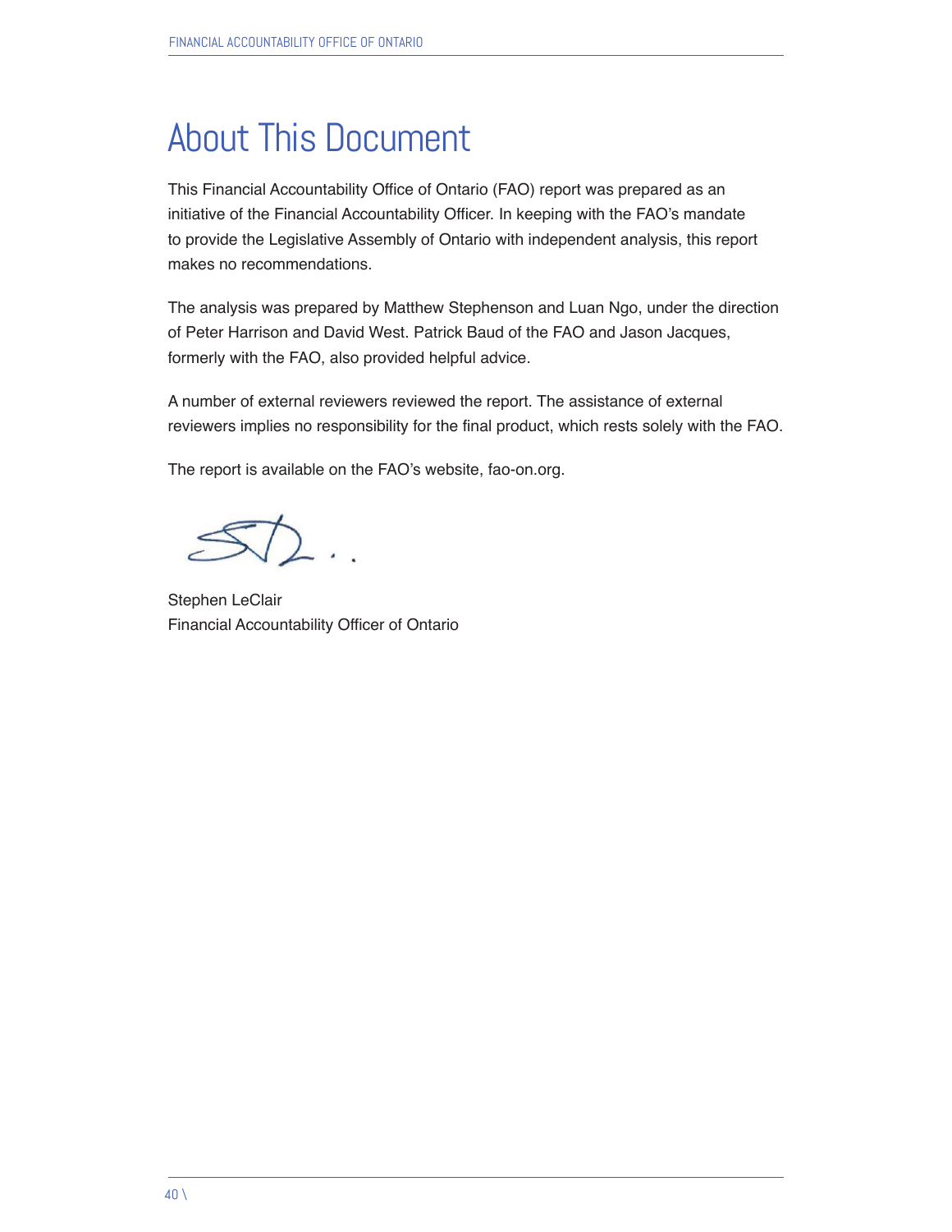# About This Document

This Financial Accountability Office of Ontario (FAO) report was prepared as an initiative of the Financial Accountability Officer. In keeping with the FAO's mandate to provide the Legislative Assembly of Ontario with independent analysis, this report makes no recommendations.

The analysis was prepared by Matthew Stephenson and Luan Ngo, under the direction of Peter Harrison and David West. Patrick Baud of the FAO and Jason Jacques, formerly with the FAO, also provided helpful advice.

A number of external reviewers reviewed the report. The assistance of external reviewers implies no responsibility for the final product, which rests solely with the FAO.

The report is available on the FAO's website, fao-on.org.

Stephen LeClair
Financial Accountability Officer of Ontario